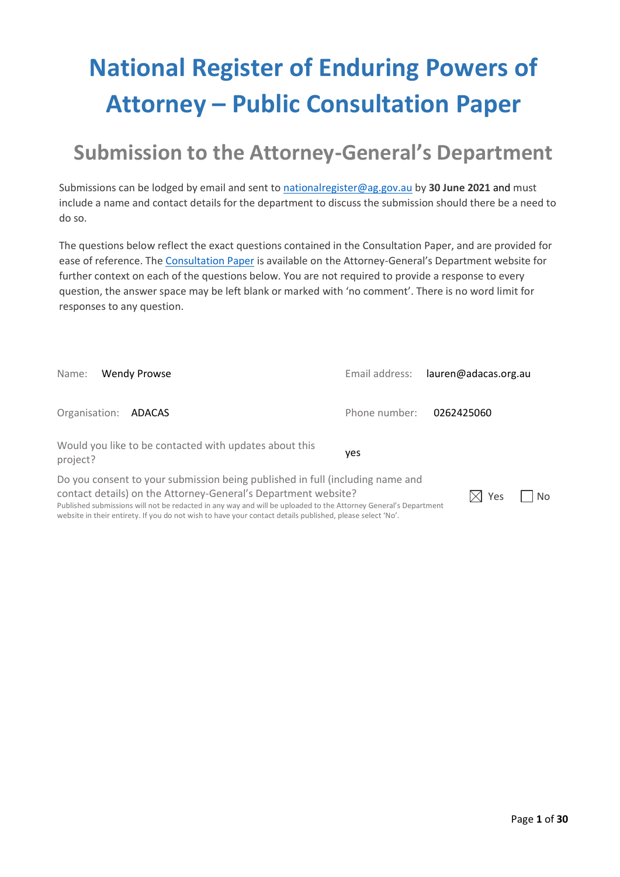# National Register of Enduring Powers of Attorney – Public Consultation Paper

## Submission to the Attorney-General's Department

Submissions can be lodged by email and sent to nationalregister@ag.gov.au by **30 June 2021** and must include a name and contact details for the department to discuss the submission should there be a need to do so.

The questions below reflect the exact questions contained in the Consultation Paper, and are provided for ease of reference. The Consultation Paper is available on the Attorney-General's Department website for further context on each of the questions below. You are not required to provide a response to every question, the answer space may be left blank or marked with 'no comment'. There is no word limit for responses to any question.

| | | | |
|---|---|---|---|
| Name: | Wendy Prowse | Email address: | lauren@adacas.org.au |
| Organisation: | ADACAS | Phone number: | 0262425060 |

Would you like to be contacted with updates about this project? yes

Do you consent to your submission being published in full (including name and contact details) on the Attorney-General's Department website? ☒ Yes ☐ No

Published submissions will not be redacted in any way and will be uploaded to the Attorney General's Department website in their entirety. If you do not wish to have your contact details published, please select 'No'.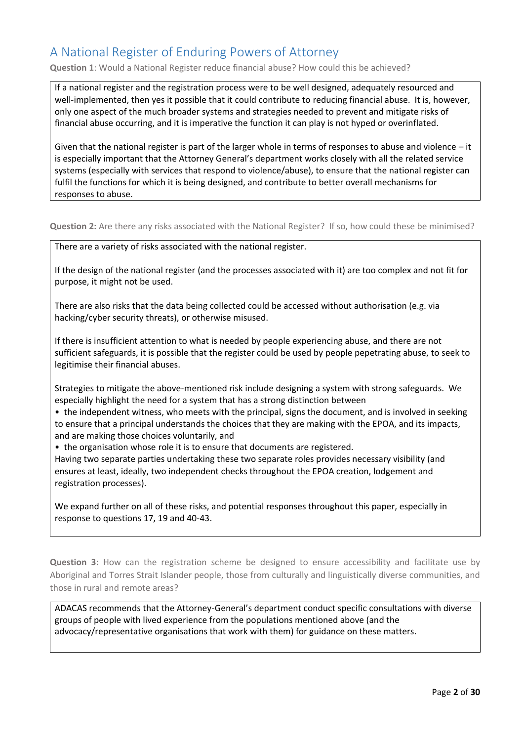## A National Register of Enduring Powers of Attorney

**Question 1**: Would a National Register reduce financial abuse? How could this be achieved?

If a national register and the registration process were to be well designed, adequately resourced and well-implemented, then yes it possible that it could contribute to reducing financial abuse. It is, however, only one aspect of the much broader systems and strategies needed to prevent and mitigate risks of financial abuse occurring, and it is imperative the function it can play is not hyped or overinflated.

Given that the national register is part of the larger whole in terms of responses to abuse and violence – it is especially important that the Attorney General's department works closely with all the related service systems (especially with services that respond to violence/abuse), to ensure that the national register can fulfil the functions for which it is being designed, and contribute to better overall mechanisms for responses to abuse.

**Question 2:** Are there any risks associated with the National Register? If so, how could these be minimised?

There are a variety of risks associated with the national register.

If the design of the national register (and the processes associated with it) are too complex and not fit for purpose, it might not be used.

There are also risks that the data being collected could be accessed without authorisation (e.g. via hacking/cyber security threats), or otherwise misused.

If there is insufficient attention to what is needed by people experiencing abuse, and there are not sufficient safeguards, it is possible that the register could be used by people pepetrating abuse, to seek to legitimise their financial abuses.

Strategies to mitigate the above-mentioned risk include designing a system with strong safeguards. We especially highlight the need for a system that has a strong distinction between

- the independent witness, who meets with the principal, signs the document, and is involved in seeking to ensure that a principal understands the choices that they are making with the EPOA, and its impacts, and are making those choices voluntarily, and
- the organisation whose role it is to ensure that documents are registered.

Having two separate parties undertaking these two separate roles provides necessary visibility (and ensures at least, ideally, two independent checks throughout the EPOA creation, lodgement and registration processes).

We expand further on all of these risks, and potential responses throughout this paper, especially in response to questions 17, 19 and 40-43.

**Question 3:** How can the registration scheme be designed to ensure accessibility and facilitate use by Aboriginal and Torres Strait Islander people, those from culturally and linguistically diverse communities, and those in rural and remote areas?

ADACAS recommends that the Attorney-General's department conduct specific consultations with diverse groups of people with lived experience from the populations mentioned above (and the advocacy/representative organisations that work with them) for guidance on these matters.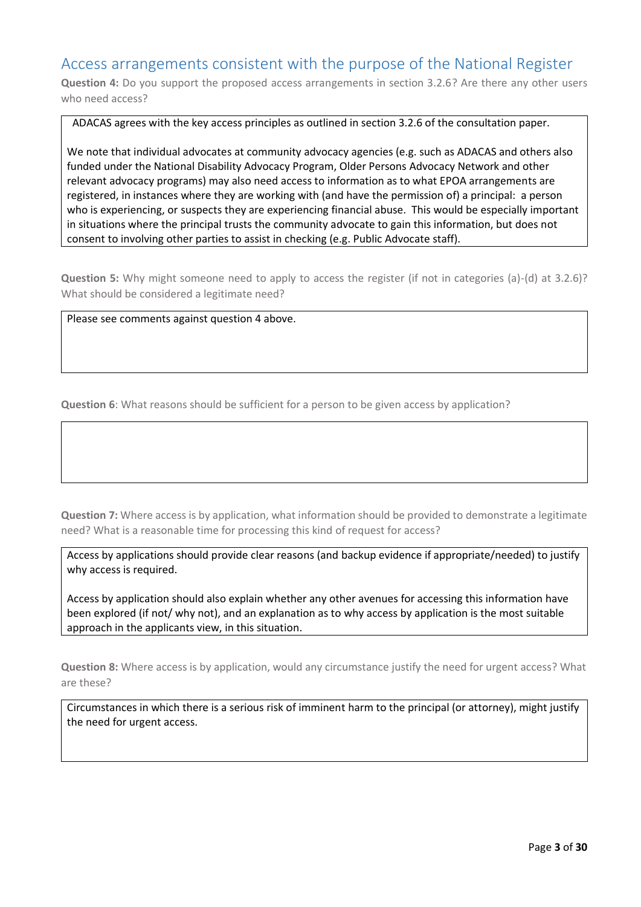## Access arrangements consistent with the purpose of the National Register

**Question 4:** Do you support the proposed access arrangements in section 3.2.6? Are there any other users who need access?

ADACAS agrees with the key access principles as outlined in section 3.2.6 of the consultation paper.

We note that individual advocates at community advocacy agencies (e.g. such as ADACAS and others also funded under the National Disability Advocacy Program, Older Persons Advocacy Network and other relevant advocacy programs) may also need access to information as to what EPOA arrangements are registered, in instances where they are working with (and have the permission of) a principal: a person who is experiencing, or suspects they are experiencing financial abuse. This would be especially important in situations where the principal trusts the community advocate to gain this information, but does not consent to involving other parties to assist in checking (e.g. Public Advocate staff).

**Question 5:** Why might someone need to apply to access the register (if not in categories (a)-(d) at 3.2.6)? What should be considered a legitimate need?

Please see comments against question 4 above.

**Question 6**: What reasons should be sufficient for a person to be given access by application?

**Question 7:** Where access is by application, what information should be provided to demonstrate a legitimate need? What is a reasonable time for processing this kind of request for access?

Access by applications should provide clear reasons (and backup evidence if appropriate/needed) to justify why access is required.

Access by application should also explain whether any other avenues for accessing this information have been explored (if not/ why not), and an explanation as to why access by application is the most suitable approach in the applicants view, in this situation.

**Question 8:** Where access is by application, would any circumstance justify the need for urgent access? What are these?

Circumstances in which there is a serious risk of imminent harm to the principal (or attorney), might justify the need for urgent access.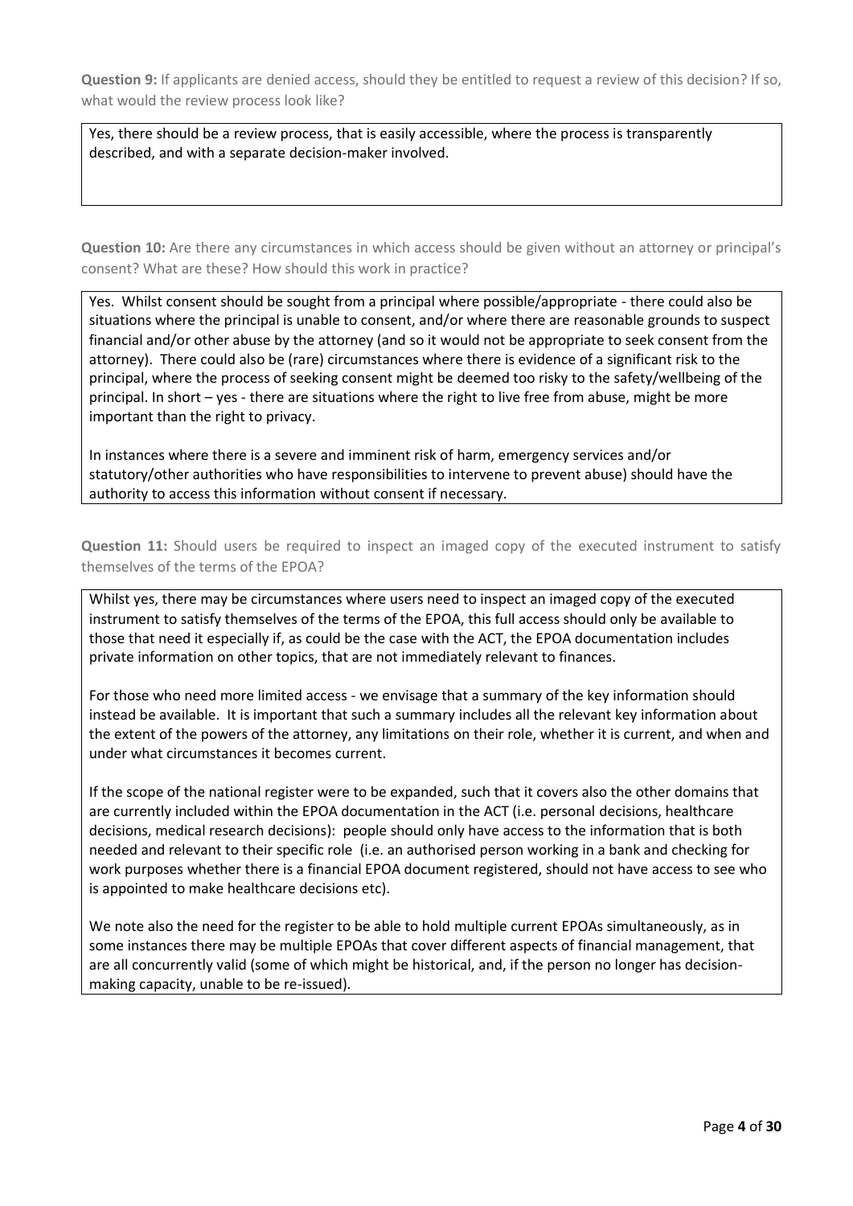**Question 9:** If applicants are denied access, should they be entitled to request a review of this decision? If so, what would the review process look like?

Yes, there should be a review process, that is easily accessible, where the process is transparently described, and with a separate decision-maker involved.

**Question 10:** Are there any circumstances in which access should be given without an attorney or principal's consent? What are these? How should this work in practice?

Yes. Whilst consent should be sought from a principal where possible/appropriate - there could also be situations where the principal is unable to consent, and/or where there are reasonable grounds to suspect financial and/or other abuse by the attorney (and so it would not be appropriate to seek consent from the attorney). There could also be (rare) circumstances where there is evidence of a significant risk to the principal, where the process of seeking consent might be deemed too risky to the safety/wellbeing of the principal. In short – yes - there are situations where the right to live free from abuse, might be more important than the right to privacy.

In instances where there is a severe and imminent risk of harm, emergency services and/or statutory/other authorities who have responsibilities to intervene to prevent abuse) should have the authority to access this information without consent if necessary.

**Question 11:** Should users be required to inspect an imaged copy of the executed instrument to satisfy themselves of the terms of the EPOA?

Whilst yes, there may be circumstances where users need to inspect an imaged copy of the executed instrument to satisfy themselves of the terms of the EPOA, this full access should only be available to those that need it especially if, as could be the case with the ACT, the EPOA documentation includes private information on other topics, that are not immediately relevant to finances.

For those who need more limited access - we envisage that a summary of the key information should instead be available. It is important that such a summary includes all the relevant key information about the extent of the powers of the attorney, any limitations on their role, whether it is current, and when and under what circumstances it becomes current.

If the scope of the national register were to be expanded, such that it covers also the other domains that are currently included within the EPOA documentation in the ACT (i.e. personal decisions, healthcare decisions, medical research decisions): people should only have access to the information that is both needed and relevant to their specific role (i.e. an authorised person working in a bank and checking for work purposes whether there is a financial EPOA document registered, should not have access to see who is appointed to make healthcare decisions etc).

We note also the need for the register to be able to hold multiple current EPOAs simultaneously, as in some instances there may be multiple EPOAs that cover different aspects of financial management, that are all concurrently valid (some of which might be historical, and, if the person no longer has decision-making capacity, unable to be re-issued).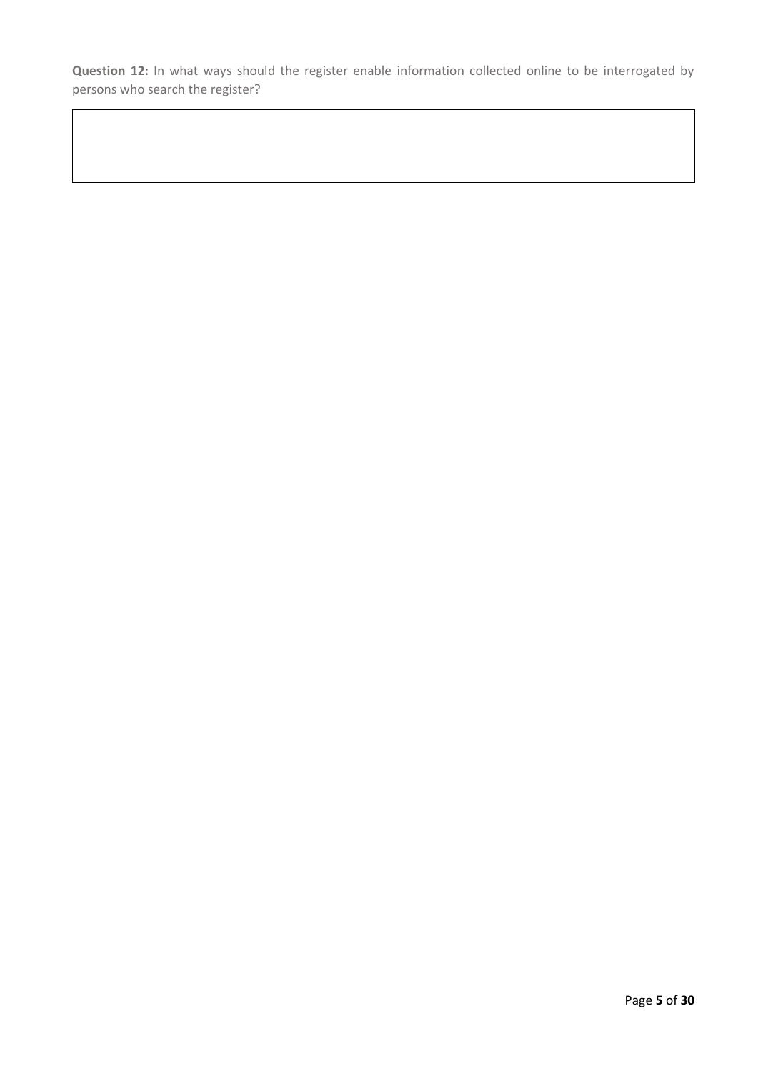**Question 12:** In what ways should the register enable information collected online to be interrogated by persons who search the register?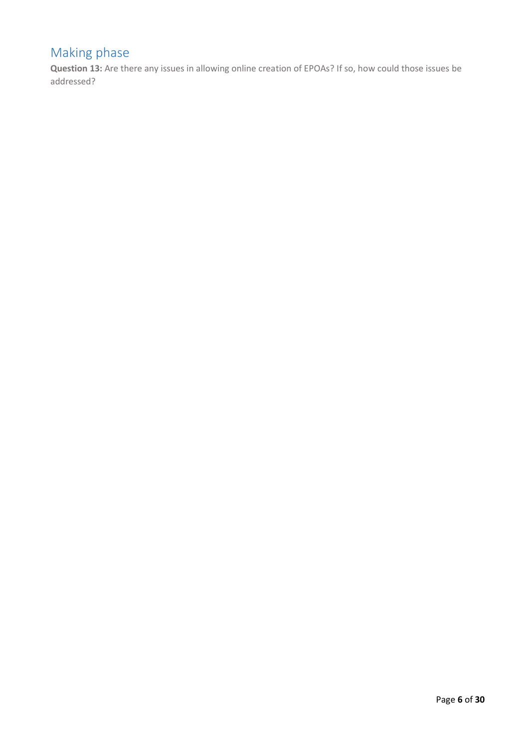## Making phase

**Question 13:** Are there any issues in allowing online creation of EPOAs? If so, how could those issues be addressed?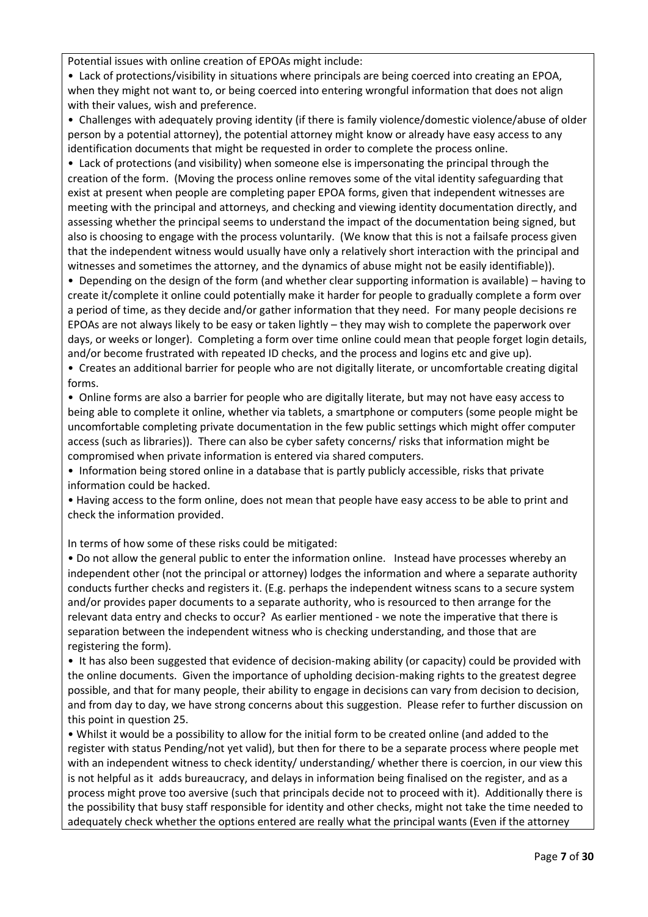Potential issues with online creation of EPOAs might include:

- Lack of protections/visibility in situations where principals are being coerced into creating an EPOA, when they might not want to, or being coerced into entering wrongful information that does not align with their values, wish and preference.
- Challenges with adequately proving identity (if there is family violence/domestic violence/abuse of older person by a potential attorney), the potential attorney might know or already have easy access to any identification documents that might be requested in order to complete the process online.
- Lack of protections (and visibility) when someone else is impersonating the principal through the creation of the form. (Moving the process online removes some of the vital identity safeguarding that exist at present when people are completing paper EPOA forms, given that independent witnesses are meeting with the principal and attorneys, and checking and viewing identity documentation directly, and assessing whether the principal seems to understand the impact of the documentation being signed, but also is choosing to engage with the process voluntarily. (We know that this is not a failsafe process given that the independent witness would usually have only a relatively short interaction with the principal and witnesses and sometimes the attorney, and the dynamics of abuse might not be easily identifiable)).
- Depending on the design of the form (and whether clear supporting information is available) – having to create it/complete it online could potentially make it harder for people to gradually complete a form over a period of time, as they decide and/or gather information that they need. For many people decisions re EPOAs are not always likely to be easy or taken lightly – they may wish to complete the paperwork over days, or weeks or longer). Completing a form over time online could mean that people forget login details, and/or become frustrated with repeated ID checks, and the process and logins etc and give up).
- Creates an additional barrier for people who are not digitally literate, or uncomfortable creating digital forms.
- Online forms are also a barrier for people who are digitally literate, but may not have easy access to being able to complete it online, whether via tablets, a smartphone or computers (some people might be uncomfortable completing private documentation in the few public settings which might offer computer access (such as libraries)). There can also be cyber safety concerns/ risks that information might be compromised when private information is entered via shared computers.
- Information being stored online in a database that is partly publicly accessible, risks that private information could be hacked.
- Having access to the form online, does not mean that people have easy access to be able to print and check the information provided.

In terms of how some of these risks could be mitigated:

- Do not allow the general public to enter the information online. Instead have processes whereby an independent other (not the principal or attorney) lodges the information and where a separate authority conducts further checks and registers it. (E.g. perhaps the independent witness scans to a secure system and/or provides paper documents to a separate authority, who is resourced to then arrange for the relevant data entry and checks to occur? As earlier mentioned - we note the imperative that there is separation between the independent witness who is checking understanding, and those that are registering the form).
- It has also been suggested that evidence of decision-making ability (or capacity) could be provided with the online documents. Given the importance of upholding decision-making rights to the greatest degree possible, and that for many people, their ability to engage in decisions can vary from decision to decision, and from day to day, we have strong concerns about this suggestion. Please refer to further discussion on this point in question 25.
- Whilst it would be a possibility to allow for the initial form to be created online (and added to the register with status Pending/not yet valid), but then for there to be a separate process where people met with an independent witness to check identity/ understanding/ whether there is coercion, in our view this is not helpful as it adds bureaucracy, and delays in information being finalised on the register, and as a process might prove too aversive (such that principals decide not to proceed with it). Additionally there is the possibility that busy staff responsible for identity and other checks, might not take the time needed to adequately check whether the options entered are really what the principal wants (Even if the attorney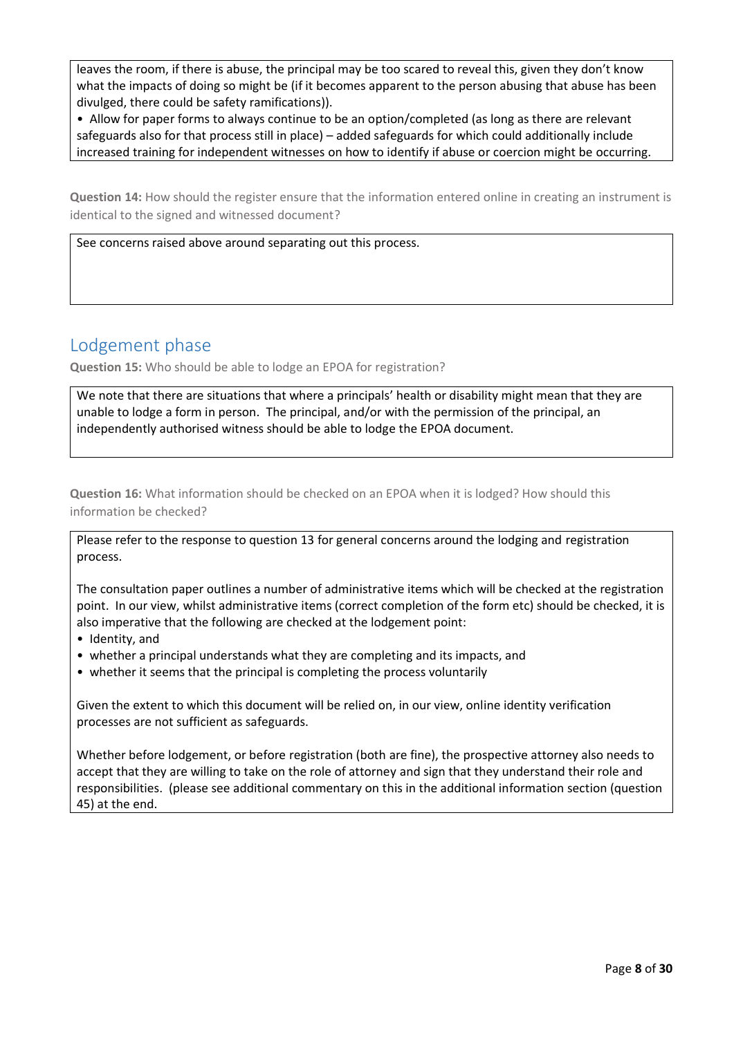leaves the room, if there is abuse, the principal may be too scared to reveal this, given they don't know what the impacts of doing so might be (if it becomes apparent to the person abusing that abuse has been divulged, there could be safety ramifications)).

• Allow for paper forms to always continue to be an option/completed (as long as there are relevant safeguards also for that process still in place) – added safeguards for which could additionally include increased training for independent witnesses on how to identify if abuse or coercion might be occurring.

**Question 14:** How should the register ensure that the information entered online in creating an instrument is identical to the signed and witnessed document?

See concerns raised above around separating out this process.

## Lodgement phase

**Question 15:** Who should be able to lodge an EPOA for registration?

We note that there are situations that where a principals' health or disability might mean that they are unable to lodge a form in person. The principal, and/or with the permission of the principal, an independently authorised witness should be able to lodge the EPOA document.

**Question 16:** What information should be checked on an EPOA when it is lodged? How should this information be checked?

Please refer to the response to question 13 for general concerns around the lodging and registration process.

The consultation paper outlines a number of administrative items which will be checked at the registration point. In our view, whilst administrative items (correct completion of the form etc) should be checked, it is also imperative that the following are checked at the lodgement point:

- Identity, and
- whether a principal understands what they are completing and its impacts, and
- whether it seems that the principal is completing the process voluntarily

Given the extent to which this document will be relied on, in our view, online identity verification processes are not sufficient as safeguards.

Whether before lodgement, or before registration (both are fine), the prospective attorney also needs to accept that they are willing to take on the role of attorney and sign that they understand their role and responsibilities. (please see additional commentary on this in the additional information section (question 45) at the end.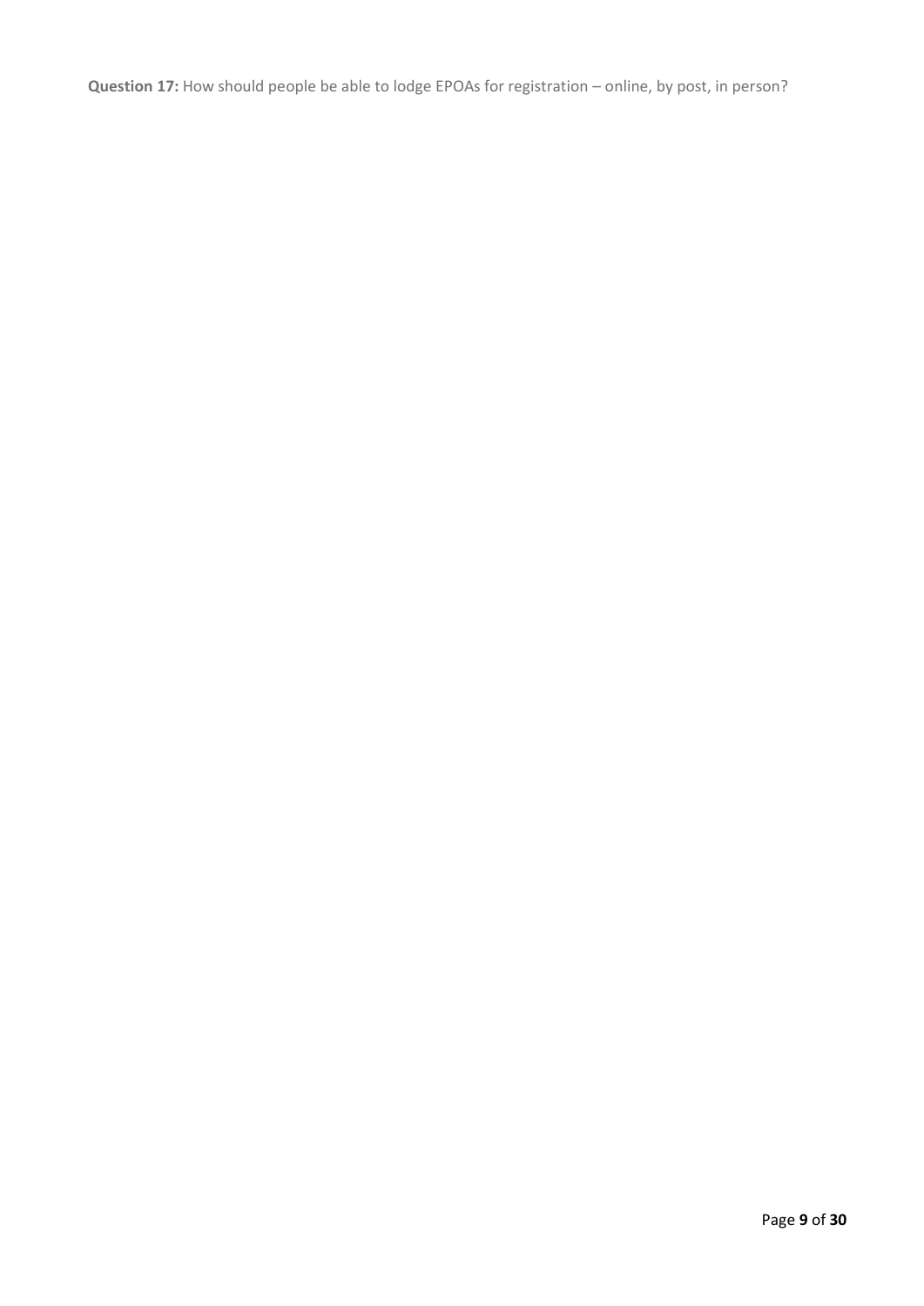**Question 17:** How should people be able to lodge EPOAs for registration – online, by post, in person?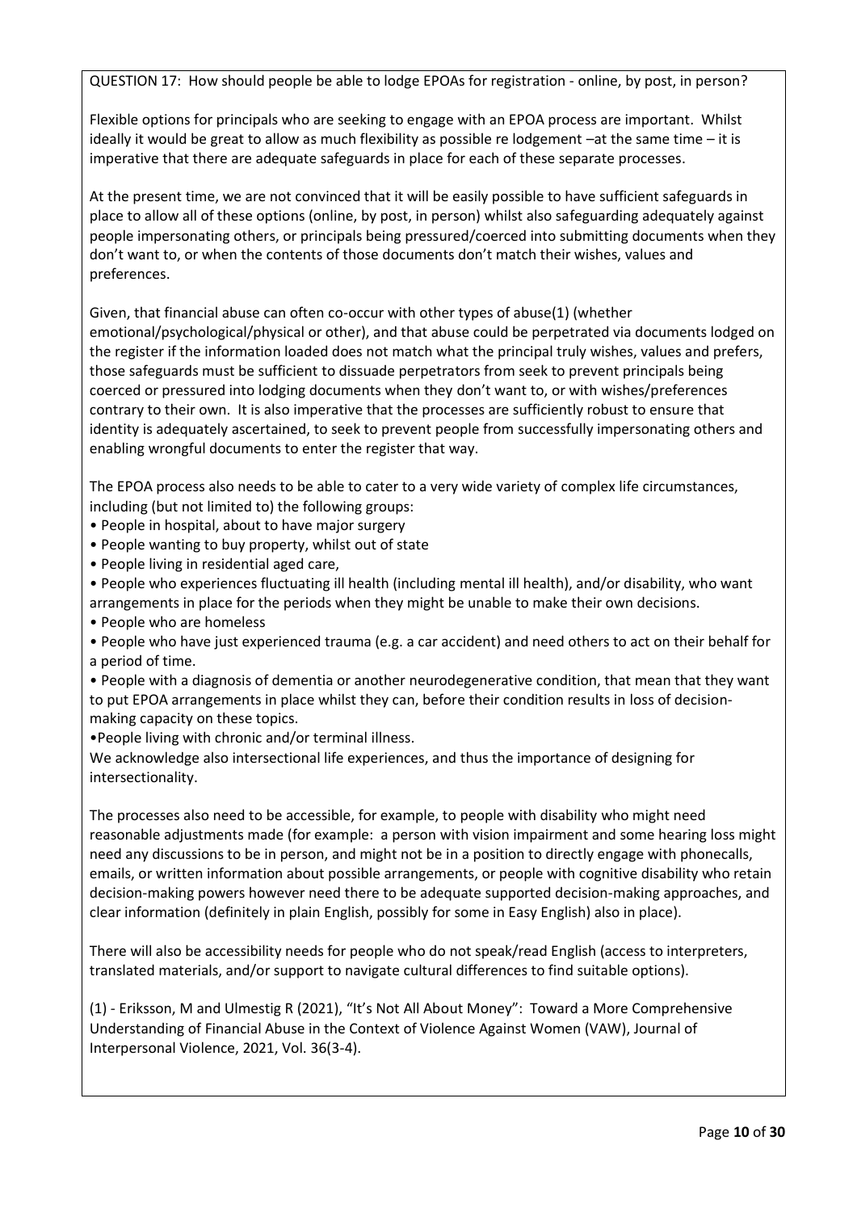QUESTION 17: How should people be able to lodge EPOAs for registration - online, by post, in person?

Flexible options for principals who are seeking to engage with an EPOA process are important. Whilst ideally it would be great to allow as much flexibility as possible re lodgement –at the same time – it is imperative that there are adequate safeguards in place for each of these separate processes.

At the present time, we are not convinced that it will be easily possible to have sufficient safeguards in place to allow all of these options (online, by post, in person) whilst also safeguarding adequately against people impersonating others, or principals being pressured/coerced into submitting documents when they don't want to, or when the contents of those documents don't match their wishes, values and preferences.

Given, that financial abuse can often co-occur with other types of abuse(1) (whether emotional/psychological/physical or other), and that abuse could be perpetrated via documents lodged on the register if the information loaded does not match what the principal truly wishes, values and prefers, those safeguards must be sufficient to dissuade perpetrators from seek to prevent principals being coerced or pressured into lodging documents when they don't want to, or with wishes/preferences contrary to their own. It is also imperative that the processes are sufficiently robust to ensure that identity is adequately ascertained, to seek to prevent people from successfully impersonating others and enabling wrongful documents to enter the register that way.

The EPOA process also needs to be able to cater to a very wide variety of complex life circumstances, including (but not limited to) the following groups:

- People in hospital, about to have major surgery
- People wanting to buy property, whilst out of state
- People living in residential aged care,
- People who experiences fluctuating ill health (including mental ill health), and/or disability, who want arrangements in place for the periods when they might be unable to make their own decisions.
- People who are homeless
- People who have just experienced trauma (e.g. a car accident) and need others to act on their behalf for a period of time.
- People with a diagnosis of dementia or another neurodegenerative condition, that mean that they want to put EPOA arrangements in place whilst they can, before their condition results in loss of decision-making capacity on these topics.
- People living with chronic and/or terminal illness.

We acknowledge also intersectional life experiences, and thus the importance of designing for intersectionality.

The processes also need to be accessible, for example, to people with disability who might need reasonable adjustments made (for example: a person with vision impairment and some hearing loss might need any discussions to be in person, and might not be in a position to directly engage with phonecalls, emails, or written information about possible arrangements, or people with cognitive disability who retain decision-making powers however need there to be adequate supported decision-making approaches, and clear information (definitely in plain English, possibly for some in Easy English) also in place).

There will also be accessibility needs for people who do not speak/read English (access to interpreters, translated materials, and/or support to navigate cultural differences to find suitable options).

(1) - Eriksson, M and Ulmestig R (2021), "It's Not All About Money": Toward a More Comprehensive Understanding of Financial Abuse in the Context of Violence Against Women (VAW), Journal of Interpersonal Violence, 2021, Vol. 36(3-4).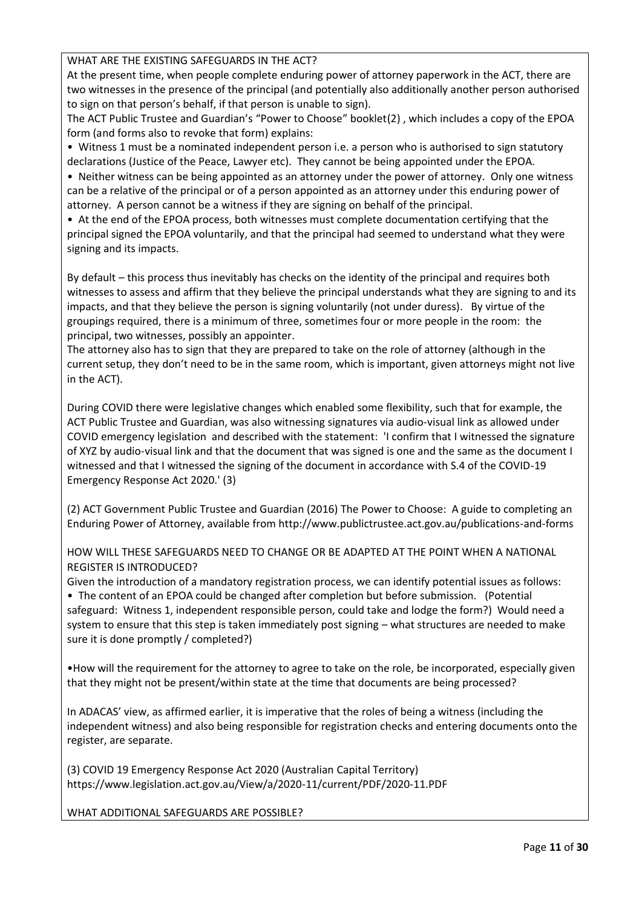WHAT ARE THE EXISTING SAFEGUARDS IN THE ACT?

At the present time, when people complete enduring power of attorney paperwork in the ACT, there are two witnesses in the presence of the principal (and potentially also additionally another person authorised to sign on that person's behalf, if that person is unable to sign).

The ACT Public Trustee and Guardian's "Power to Choose" booklet(2) , which includes a copy of the EPOA form (and forms also to revoke that form) explains:

- Witness 1 must be a nominated independent person i.e. a person who is authorised to sign statutory declarations (Justice of the Peace, Lawyer etc). They cannot be being appointed under the EPOA.
- Neither witness can be being appointed as an attorney under the power of attorney. Only one witness can be a relative of the principal or of a person appointed as an attorney under this enduring power of attorney. A person cannot be a witness if they are signing on behalf of the principal.
- At the end of the EPOA process, both witnesses must complete documentation certifying that the principal signed the EPOA voluntarily, and that the principal had seemed to understand what they were signing and its impacts.

By default – this process thus inevitably has checks on the identity of the principal and requires both witnesses to assess and affirm that they believe the principal understands what they are signing to and its impacts, and that they believe the person is signing voluntarily (not under duress). By virtue of the groupings required, there is a minimum of three, sometimes four or more people in the room: the principal, two witnesses, possibly an appointer.

The attorney also has to sign that they are prepared to take on the role of attorney (although in the current setup, they don't need to be in the same room, which is important, given attorneys might not live in the ACT).

During COVID there were legislative changes which enabled some flexibility, such that for example, the ACT Public Trustee and Guardian, was also witnessing signatures via audio-visual link as allowed under COVID emergency legislation and described with the statement: 'I confirm that I witnessed the signature of XYZ by audio-visual link and that the document that was signed is one and the same as the document I witnessed and that I witnessed the signing of the document in accordance with S.4 of the COVID-19 Emergency Response Act 2020.' (3)

(2) ACT Government Public Trustee and Guardian (2016) The Power to Choose: A guide to completing an Enduring Power of Attorney, available from http://www.publictrustee.act.gov.au/publications-and-forms

HOW WILL THESE SAFEGUARDS NEED TO CHANGE OR BE ADAPTED AT THE POINT WHEN A NATIONAL REGISTER IS INTRODUCED?

Given the introduction of a mandatory registration process, we can identify potential issues as follows:

- The content of an EPOA could be changed after completion but before submission. (Potential safeguard: Witness 1, independent responsible person, could take and lodge the form?) Would need a system to ensure that this step is taken immediately post signing – what structures are needed to make sure it is done promptly / completed?)

- How will the requirement for the attorney to agree to take on the role, be incorporated, especially given that they might not be present/within state at the time that documents are being processed?

In ADACAS' view, as affirmed earlier, it is imperative that the roles of being a witness (including the independent witness) and also being responsible for registration checks and entering documents onto the register, are separate.

(3) COVID 19 Emergency Response Act 2020 (Australian Capital Territory) https://www.legislation.act.gov.au/View/a/2020-11/current/PDF/2020-11.PDF

WHAT ADDITIONAL SAFEGUARDS ARE POSSIBLE?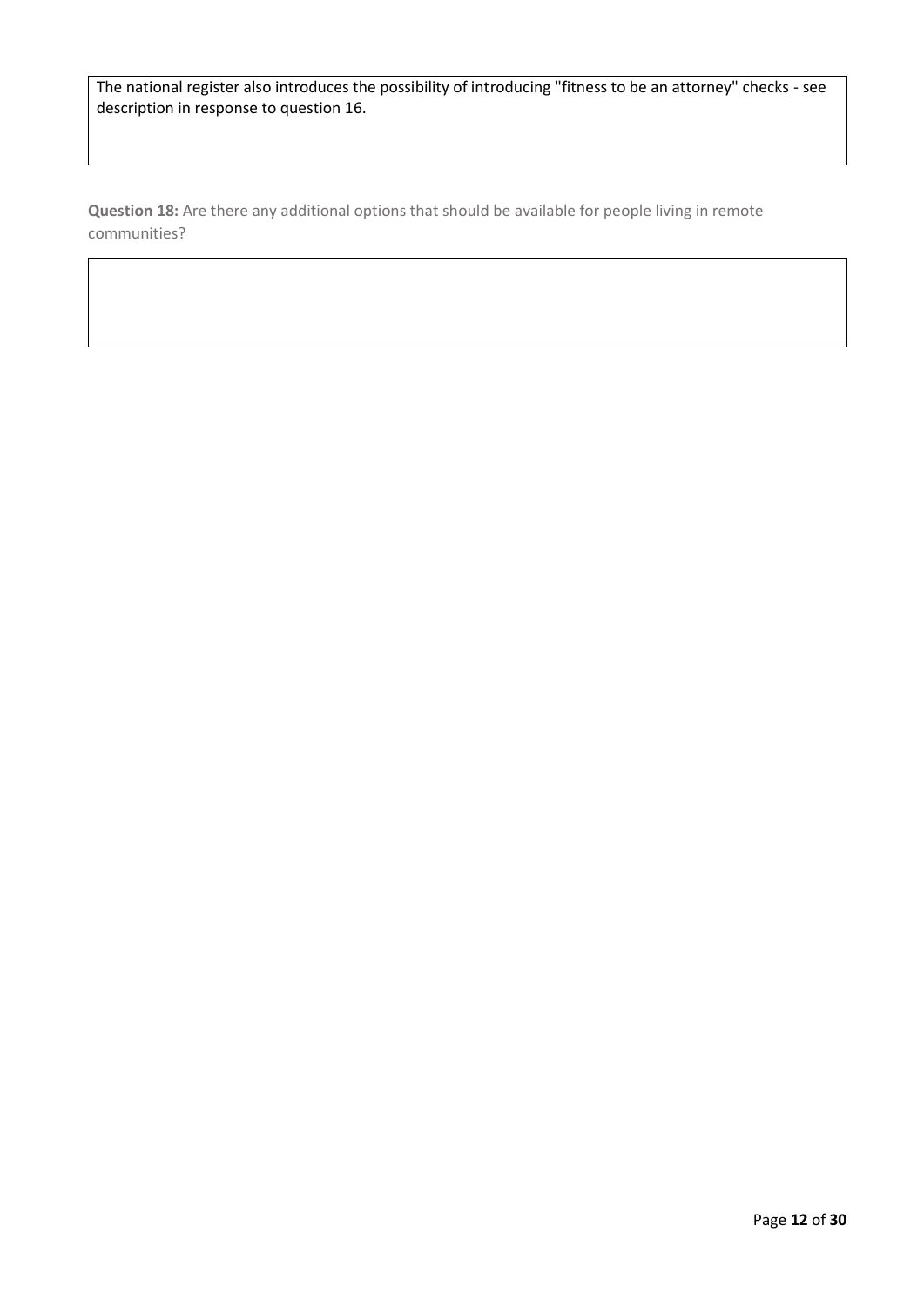The national register also introduces the possibility of introducing "fitness to be an attorney" checks - see description in response to question 16.

**Question 18:** Are there any additional options that should be available for people living in remote communities?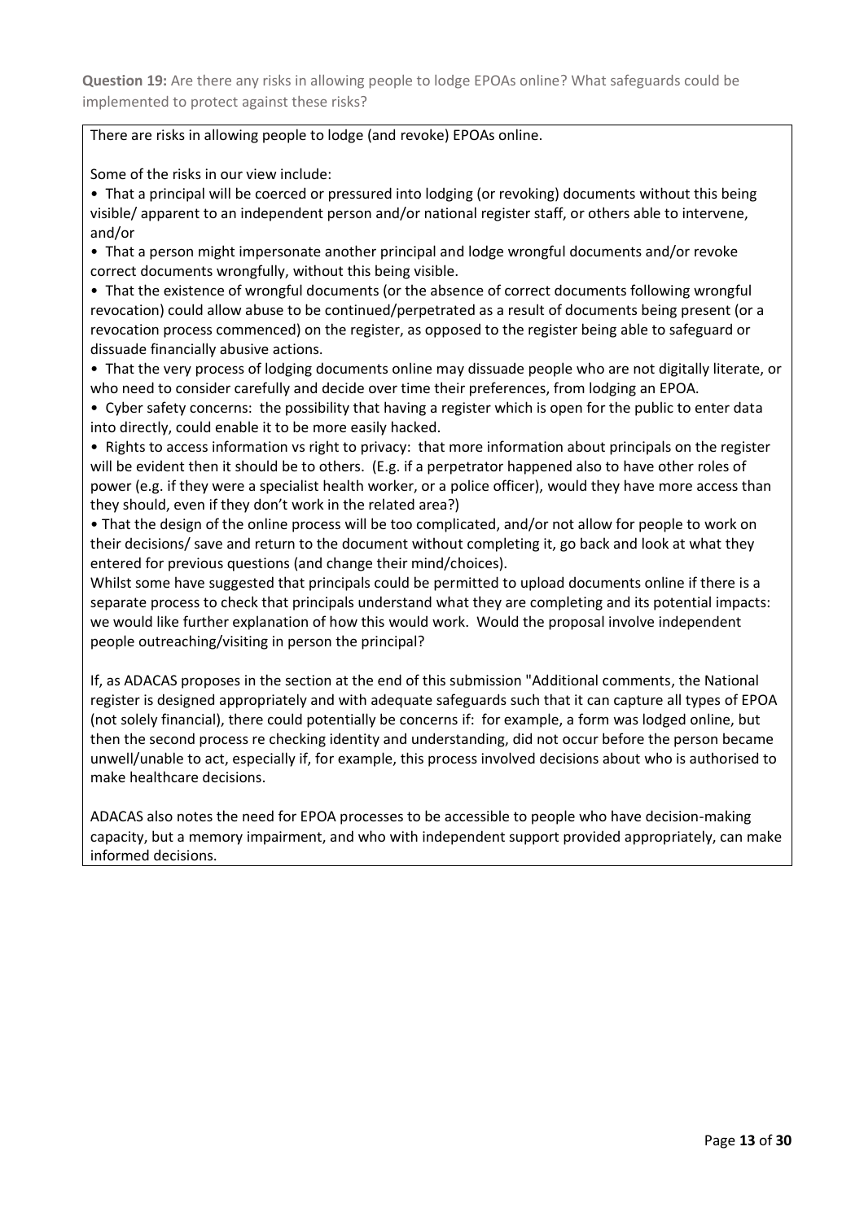**Question 19:** Are there any risks in allowing people to lodge EPOAs online? What safeguards could be implemented to protect against these risks?

There are risks in allowing people to lodge (and revoke) EPOAs online.

Some of the risks in our view include:

- That a principal will be coerced or pressured into lodging (or revoking) documents without this being visible/ apparent to an independent person and/or national register staff, or others able to intervene, and/or
- That a person might impersonate another principal and lodge wrongful documents and/or revoke correct documents wrongfully, without this being visible.
- That the existence of wrongful documents (or the absence of correct documents following wrongful revocation) could allow abuse to be continued/perpetrated as a result of documents being present (or a revocation process commenced) on the register, as opposed to the register being able to safeguard or dissuade financially abusive actions.
- That the very process of lodging documents online may dissuade people who are not digitally literate, or who need to consider carefully and decide over time their preferences, from lodging an EPOA.
- Cyber safety concerns: the possibility that having a register which is open for the public to enter data into directly, could enable it to be more easily hacked.
- Rights to access information vs right to privacy: that more information about principals on the register will be evident then it should be to others. (E.g. if a perpetrator happened also to have other roles of power (e.g. if they were a specialist health worker, or a police officer), would they have more access than they should, even if they don't work in the related area?)
- That the design of the online process will be too complicated, and/or not allow for people to work on their decisions/ save and return to the document without completing it, go back and look at what they entered for previous questions (and change their mind/choices).

Whilst some have suggested that principals could be permitted to upload documents online if there is a separate process to check that principals understand what they are completing and its potential impacts: we would like further explanation of how this would work. Would the proposal involve independent people outreaching/visiting in person the principal?

If, as ADACAS proposes in the section at the end of this submission "Additional comments, the National register is designed appropriately and with adequate safeguards such that it can capture all types of EPOA (not solely financial), there could potentially be concerns if: for example, a form was lodged online, but then the second process re checking identity and understanding, did not occur before the person became unwell/unable to act, especially if, for example, this process involved decisions about who is authorised to make healthcare decisions.

ADACAS also notes the need for EPOA processes to be accessible to people who have decision-making capacity, but a memory impairment, and who with independent support provided appropriately, can make informed decisions.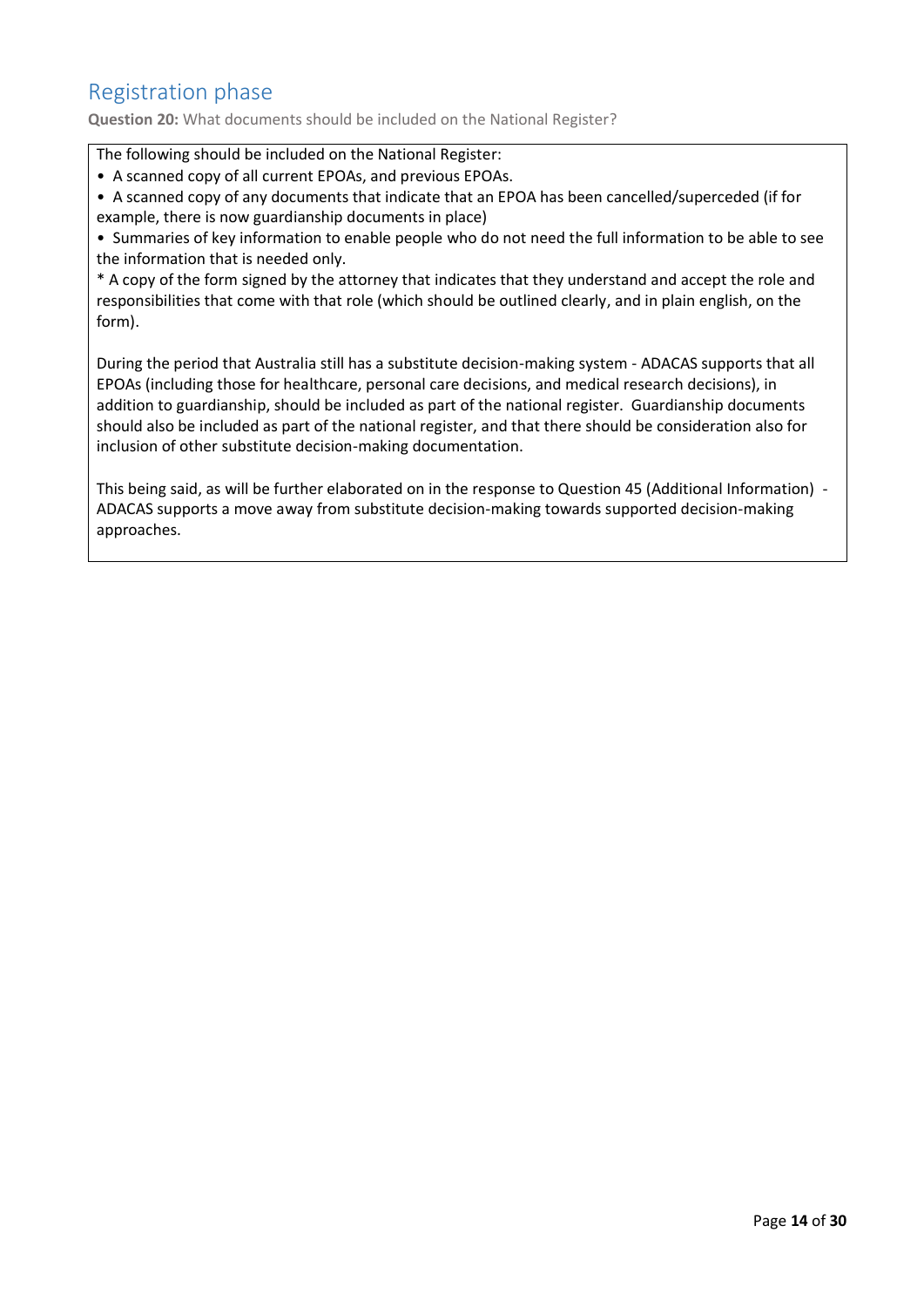## Registration phase

**Question 20:** What documents should be included on the National Register?

The following should be included on the National Register:

- A scanned copy of all current EPOAs, and previous EPOAs.
- A scanned copy of any documents that indicate that an EPOA has been cancelled/superceded (if for example, there is now guardianship documents in place)
- Summaries of key information to enable people who do not need the full information to be able to see the information that is needed only.

* A copy of the form signed by the attorney that indicates that they understand and accept the role and responsibilities that come with that role (which should be outlined clearly, and in plain english, on the form).

During the period that Australia still has a substitute decision-making system - ADACAS supports that all EPOAs (including those for healthcare, personal care decisions, and medical research decisions), in addition to guardianship, should be included as part of the national register. Guardianship documents should also be included as part of the national register, and that there should be consideration also for inclusion of other substitute decision-making documentation.

This being said, as will be further elaborated on in the response to Question 45 (Additional Information) - ADACAS supports a move away from substitute decision-making towards supported decision-making approaches.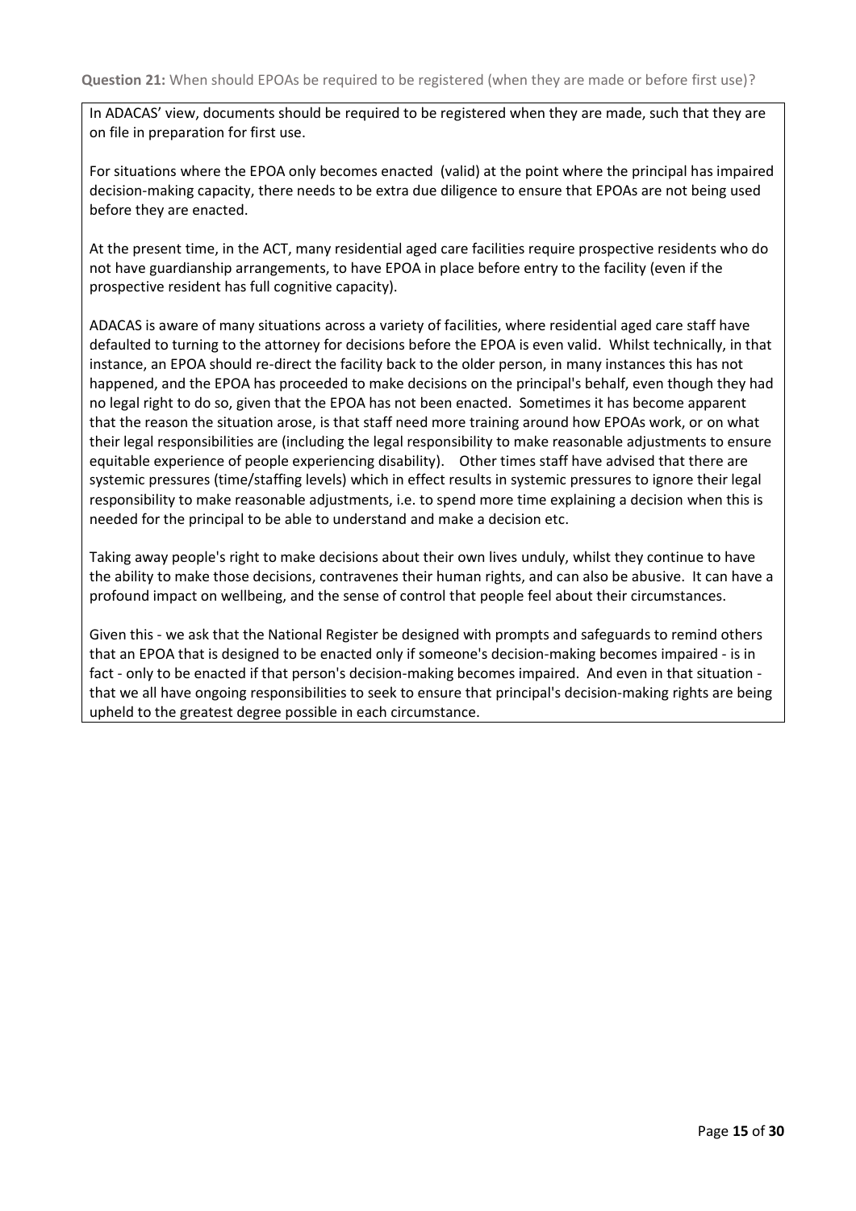**Question 21:** When should EPOAs be required to be registered (when they are made or before first use)?

In ADACAS' view, documents should be required to be registered when they are made, such that they are on file in preparation for first use.

For situations where the EPOA only becomes enacted (valid) at the point where the principal has impaired decision-making capacity, there needs to be extra due diligence to ensure that EPOAs are not being used before they are enacted.

At the present time, in the ACT, many residential aged care facilities require prospective residents who do not have guardianship arrangements, to have EPOA in place before entry to the facility (even if the prospective resident has full cognitive capacity).

ADACAS is aware of many situations across a variety of facilities, where residential aged care staff have defaulted to turning to the attorney for decisions before the EPOA is even valid. Whilst technically, in that instance, an EPOA should re-direct the facility back to the older person, in many instances this has not happened, and the EPOA has proceeded to make decisions on the principal's behalf, even though they had no legal right to do so, given that the EPOA has not been enacted. Sometimes it has become apparent that the reason the situation arose, is that staff need more training around how EPOAs work, or on what their legal responsibilities are (including the legal responsibility to make reasonable adjustments to ensure equitable experience of people experiencing disability). Other times staff have advised that there are systemic pressures (time/staffing levels) which in effect results in systemic pressures to ignore their legal responsibility to make reasonable adjustments, i.e. to spend more time explaining a decision when this is needed for the principal to be able to understand and make a decision etc.

Taking away people's right to make decisions about their own lives unduly, whilst they continue to have the ability to make those decisions, contravenes their human rights, and can also be abusive. It can have a profound impact on wellbeing, and the sense of control that people feel about their circumstances.

Given this - we ask that the National Register be designed with prompts and safeguards to remind others that an EPOA that is designed to be enacted only if someone's decision-making becomes impaired - is in fact - only to be enacted if that person's decision-making becomes impaired. And even in that situation - that we all have ongoing responsibilities to seek to ensure that principal's decision-making rights are being upheld to the greatest degree possible in each circumstance.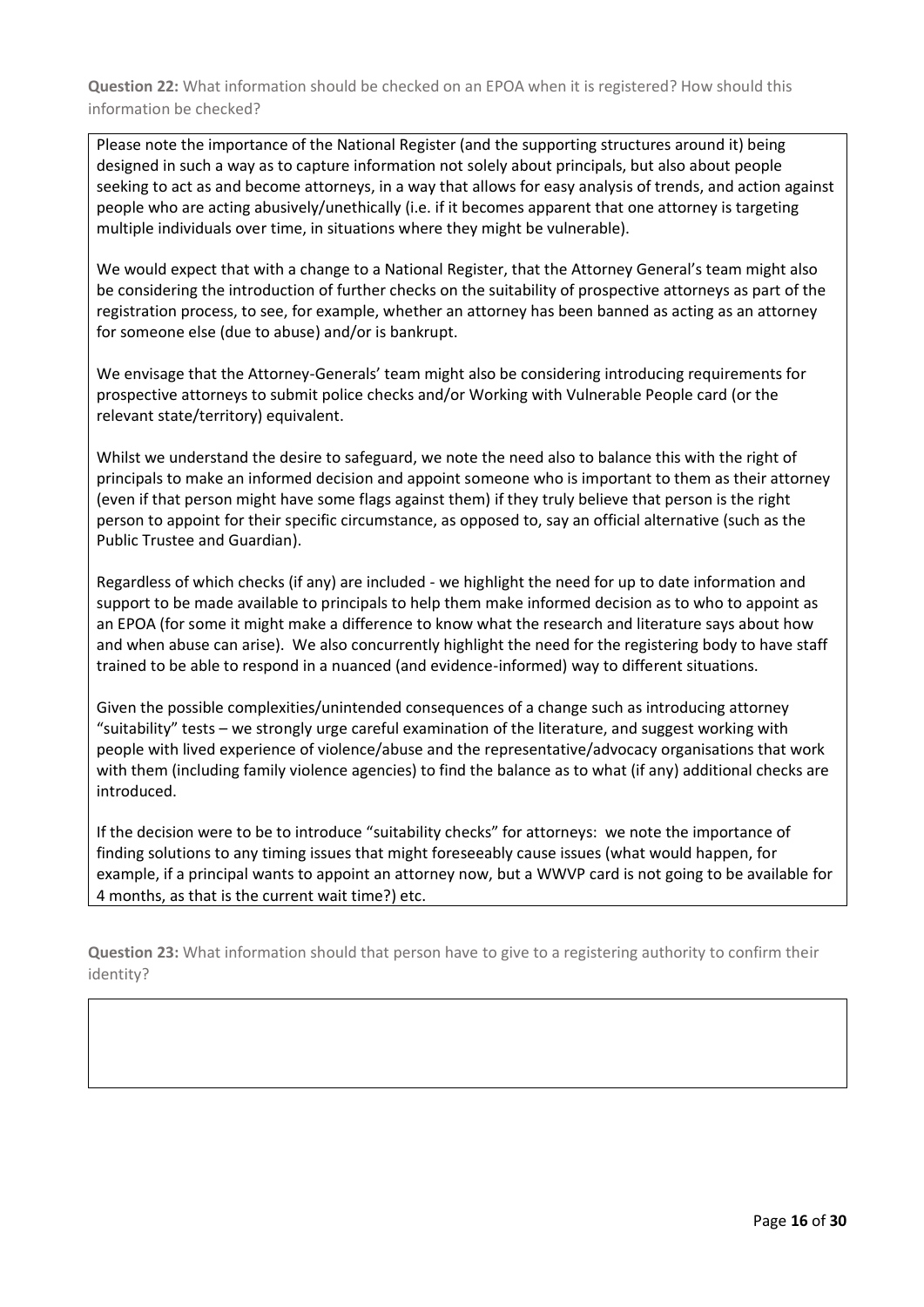**Question 22:** What information should be checked on an EPOA when it is registered? How should this information be checked?

Please note the importance of the National Register (and the supporting structures around it) being designed in such a way as to capture information not solely about principals, but also about people seeking to act as and become attorneys, in a way that allows for easy analysis of trends, and action against people who are acting abusively/unethically (i.e. if it becomes apparent that one attorney is targeting multiple individuals over time, in situations where they might be vulnerable).

We would expect that with a change to a National Register, that the Attorney General's team might also be considering the introduction of further checks on the suitability of prospective attorneys as part of the registration process, to see, for example, whether an attorney has been banned as acting as an attorney for someone else (due to abuse) and/or is bankrupt.

We envisage that the Attorney-Generals' team might also be considering introducing requirements for prospective attorneys to submit police checks and/or Working with Vulnerable People card (or the relevant state/territory) equivalent.

Whilst we understand the desire to safeguard, we note the need also to balance this with the right of principals to make an informed decision and appoint someone who is important to them as their attorney (even if that person might have some flags against them) if they truly believe that person is the right person to appoint for their specific circumstance, as opposed to, say an official alternative (such as the Public Trustee and Guardian).

Regardless of which checks (if any) are included - we highlight the need for up to date information and support to be made available to principals to help them make informed decision as to who to appoint as an EPOA (for some it might make a difference to know what the research and literature says about how and when abuse can arise). We also concurrently highlight the need for the registering body to have staff trained to be able to respond in a nuanced (and evidence-informed) way to different situations.

Given the possible complexities/unintended consequences of a change such as introducing attorney "suitability" tests – we strongly urge careful examination of the literature, and suggest working with people with lived experience of violence/abuse and the representative/advocacy organisations that work with them (including family violence agencies) to find the balance as to what (if any) additional checks are introduced.

If the decision were to be to introduce "suitability checks" for attorneys: we note the importance of finding solutions to any timing issues that might foreseeably cause issues (what would happen, for example, if a principal wants to appoint an attorney now, but a WWVP card is not going to be available for 4 months, as that is the current wait time?) etc.

**Question 23:** What information should that person have to give to a registering authority to confirm their identity?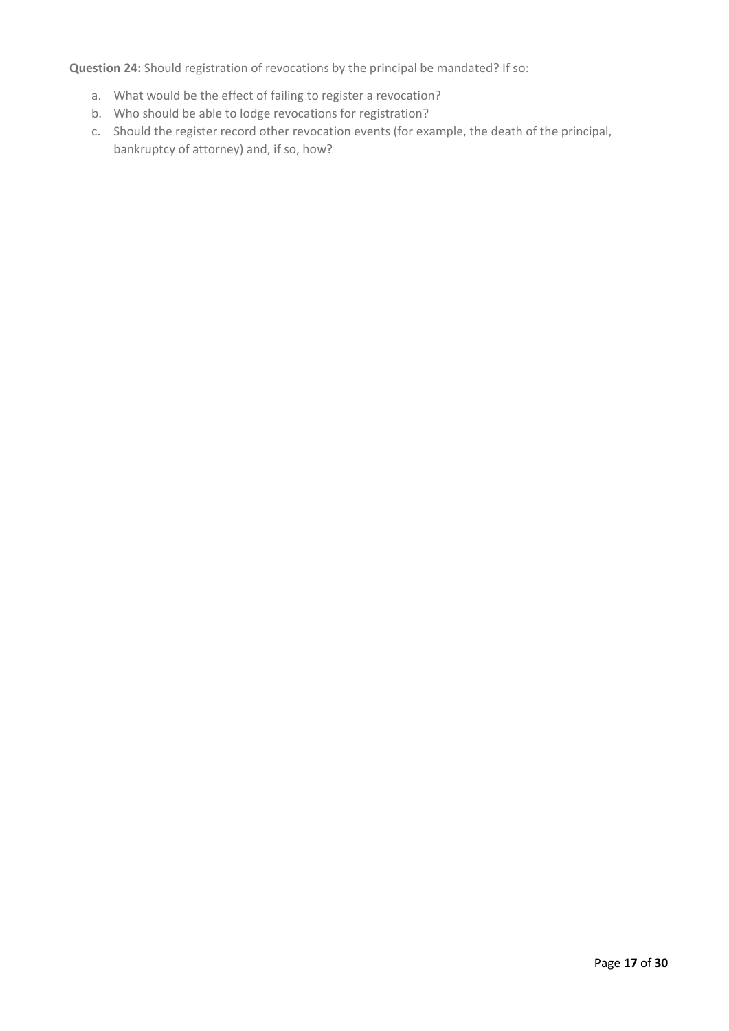**Question 24:** Should registration of revocations by the principal be mandated? If so:

a. What would be the effect of failing to register a revocation?
b. Who should be able to lodge revocations for registration?
c. Should the register record other revocation events (for example, the death of the principal, bankruptcy of attorney) and, if so, how?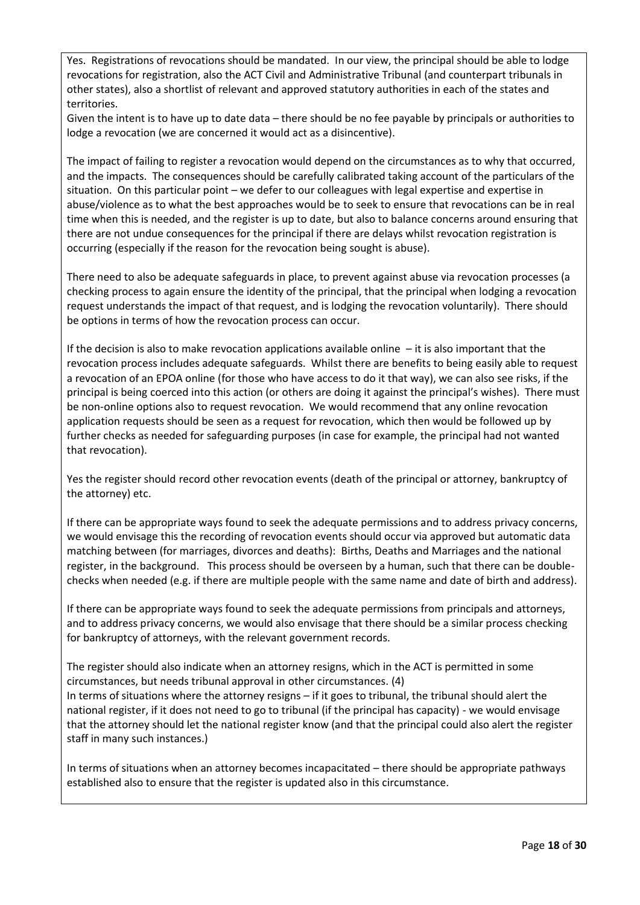Yes. Registrations of revocations should be mandated. In our view, the principal should be able to lodge revocations for registration, also the ACT Civil and Administrative Tribunal (and counterpart tribunals in other states), also a shortlist of relevant and approved statutory authorities in each of the states and territories.

Given the intent is to have up to date data – there should be no fee payable by principals or authorities to lodge a revocation (we are concerned it would act as a disincentive).

The impact of failing to register a revocation would depend on the circumstances as to why that occurred, and the impacts. The consequences should be carefully calibrated taking account of the particulars of the situation. On this particular point – we defer to our colleagues with legal expertise and expertise in abuse/violence as to what the best approaches would be to seek to ensure that revocations can be in real time when this is needed, and the register is up to date, but also to balance concerns around ensuring that there are not undue consequences for the principal if there are delays whilst revocation registration is occurring (especially if the reason for the revocation being sought is abuse).

There need to also be adequate safeguards in place, to prevent against abuse via revocation processes (a checking process to again ensure the identity of the principal, that the principal when lodging a revocation request understands the impact of that request, and is lodging the revocation voluntarily). There should be options in terms of how the revocation process can occur.

If the decision is also to make revocation applications available online – it is also important that the revocation process includes adequate safeguards. Whilst there are benefits to being easily able to request a revocation of an EPOA online (for those who have access to do it that way), we can also see risks, if the principal is being coerced into this action (or others are doing it against the principal's wishes). There must be non-online options also to request revocation. We would recommend that any online revocation application requests should be seen as a request for revocation, which then would be followed up by further checks as needed for safeguarding purposes (in case for example, the principal had not wanted that revocation).

Yes the register should record other revocation events (death of the principal or attorney, bankruptcy of the attorney) etc.

If there can be appropriate ways found to seek the adequate permissions and to address privacy concerns, we would envisage this the recording of revocation events should occur via approved but automatic data matching between (for marriages, divorces and deaths): Births, Deaths and Marriages and the national register, in the background. This process should be overseen by a human, such that there can be double-checks when needed (e.g. if there are multiple people with the same name and date of birth and address).

If there can be appropriate ways found to seek the adequate permissions from principals and attorneys, and to address privacy concerns, we would also envisage that there should be a similar process checking for bankruptcy of attorneys, with the relevant government records.

The register should also indicate when an attorney resigns, which in the ACT is permitted in some circumstances, but needs tribunal approval in other circumstances. (4)

In terms of situations where the attorney resigns – if it goes to tribunal, the tribunal should alert the national register, if it does not need to go to tribunal (if the principal has capacity) - we would envisage that the attorney should let the national register know (and that the principal could also alert the register staff in many such instances.)

In terms of situations when an attorney becomes incapacitated – there should be appropriate pathways established also to ensure that the register is updated also in this circumstance.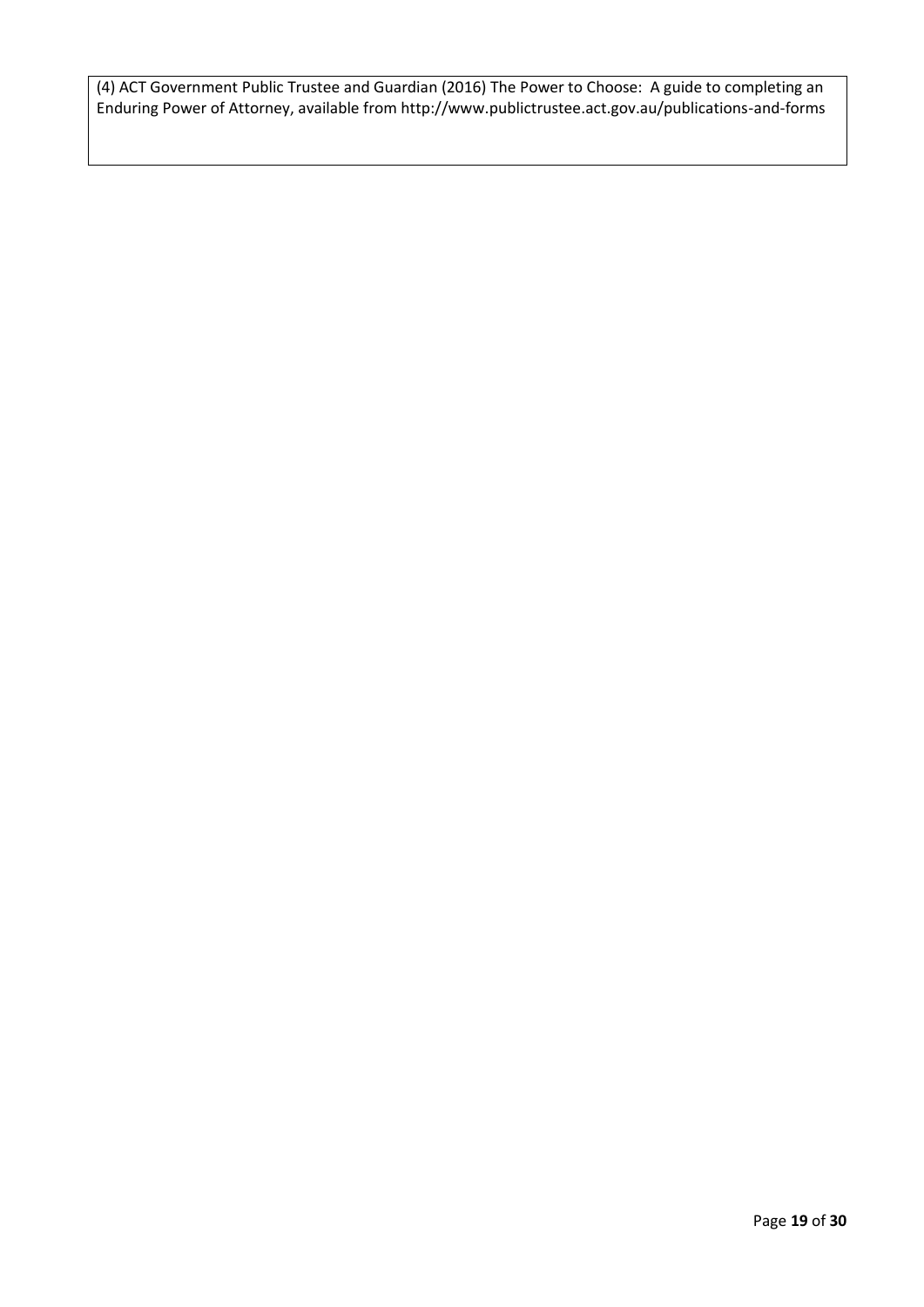(4) ACT Government Public Trustee and Guardian (2016) The Power to Choose: A guide to completing an Enduring Power of Attorney, available from http://www.publictrustee.act.gov.au/publications-and-forms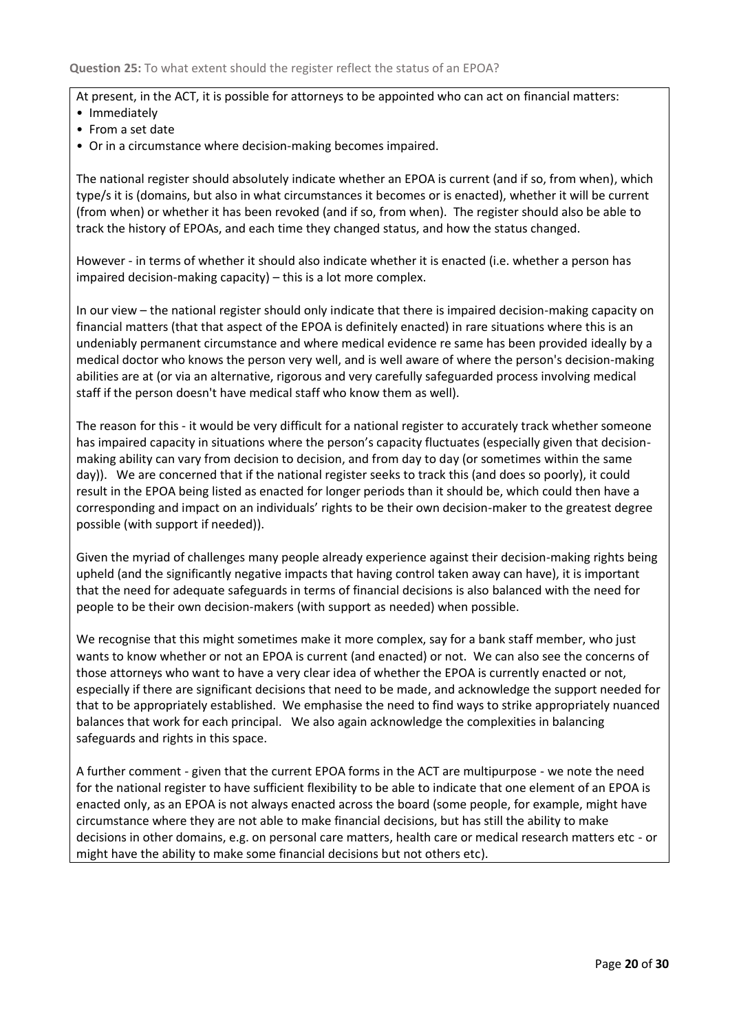**Question 25:** To what extent should the register reflect the status of an EPOA?

At present, in the ACT, it is possible for attorneys to be appointed who can act on financial matters:

- Immediately
- From a set date
- Or in a circumstance where decision-making becomes impaired.

The national register should absolutely indicate whether an EPOA is current (and if so, from when), which type/s it is (domains, but also in what circumstances it becomes or is enacted), whether it will be current (from when) or whether it has been revoked (and if so, from when). The register should also be able to track the history of EPOAs, and each time they changed status, and how the status changed.

However - in terms of whether it should also indicate whether it is enacted (i.e. whether a person has impaired decision-making capacity) – this is a lot more complex.

In our view – the national register should only indicate that there is impaired decision-making capacity on financial matters (that that aspect of the EPOA is definitely enacted) in rare situations where this is an undeniably permanent circumstance and where medical evidence re same has been provided ideally by a medical doctor who knows the person very well, and is well aware of where the person's decision-making abilities are at (or via an alternative, rigorous and very carefully safeguarded process involving medical staff if the person doesn't have medical staff who know them as well).

The reason for this - it would be very difficult for a national register to accurately track whether someone has impaired capacity in situations where the person's capacity fluctuates (especially given that decision-making ability can vary from decision to decision, and from day to day (or sometimes within the same day)). We are concerned that if the national register seeks to track this (and does so poorly), it could result in the EPOA being listed as enacted for longer periods than it should be, which could then have a corresponding and impact on an individuals' rights to be their own decision-maker to the greatest degree possible (with support if needed)).

Given the myriad of challenges many people already experience against their decision-making rights being upheld (and the significantly negative impacts that having control taken away can have), it is important that the need for adequate safeguards in terms of financial decisions is also balanced with the need for people to be their own decision-makers (with support as needed) when possible.

We recognise that this might sometimes make it more complex, say for a bank staff member, who just wants to know whether or not an EPOA is current (and enacted) or not. We can also see the concerns of those attorneys who want to have a very clear idea of whether the EPOA is currently enacted or not, especially if there are significant decisions that need to be made, and acknowledge the support needed for that to be appropriately established. We emphasise the need to find ways to strike appropriately nuanced balances that work for each principal. We also again acknowledge the complexities in balancing safeguards and rights in this space.

A further comment - given that the current EPOA forms in the ACT are multipurpose - we note the need for the national register to have sufficient flexibility to be able to indicate that one element of an EPOA is enacted only, as an EPOA is not always enacted across the board (some people, for example, might have circumstance where they are not able to make financial decisions, but has still the ability to make decisions in other domains, e.g. on personal care matters, health care or medical research matters etc - or might have the ability to make some financial decisions but not others etc).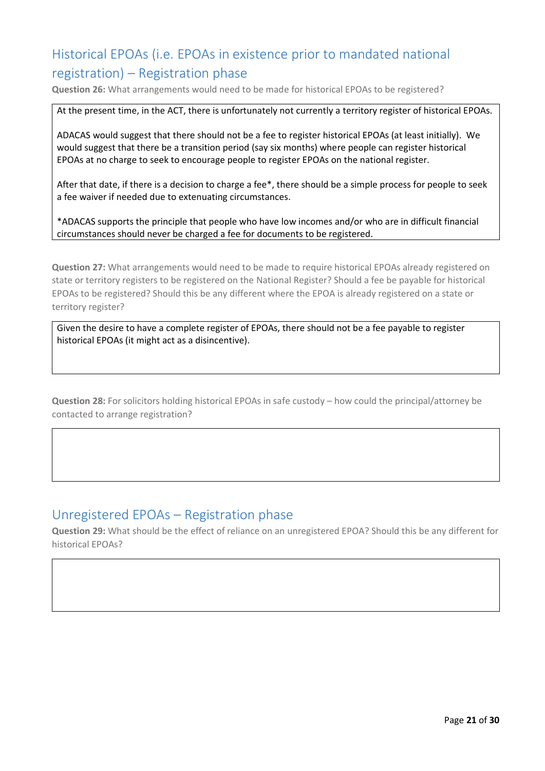## Historical EPOAs (i.e. EPOAs in existence prior to mandated national registration) – Registration phase

**Question 26:** What arrangements would need to be made for historical EPOAs to be registered?

At the present time, in the ACT, there is unfortunately not currently a territory register of historical EPOAs.

ADACAS would suggest that there should not be a fee to register historical EPOAs (at least initially). We would suggest that there be a transition period (say six months) where people can register historical EPOAs at no charge to seek to encourage people to register EPOAs on the national register.

After that date, if there is a decision to charge a fee*, there should be a simple process for people to seek a fee waiver if needed due to extenuating circumstances.

*ADACAS supports the principle that people who have low incomes and/or who are in difficult financial circumstances should never be charged a fee for documents to be registered.

**Question 27:** What arrangements would need to be made to require historical EPOAs already registered on state or territory registers to be registered on the National Register? Should a fee be payable for historical EPOAs to be registered? Should this be any different where the EPOA is already registered on a state or territory register?

Given the desire to have a complete register of EPOAs, there should not be a fee payable to register historical EPOAs (it might act as a disincentive).

**Question 28:** For solicitors holding historical EPOAs in safe custody – how could the principal/attorney be contacted to arrange registration?

## Unregistered EPOAs – Registration phase

**Question 29:** What should be the effect of reliance on an unregistered EPOA? Should this be any different for historical EPOAs?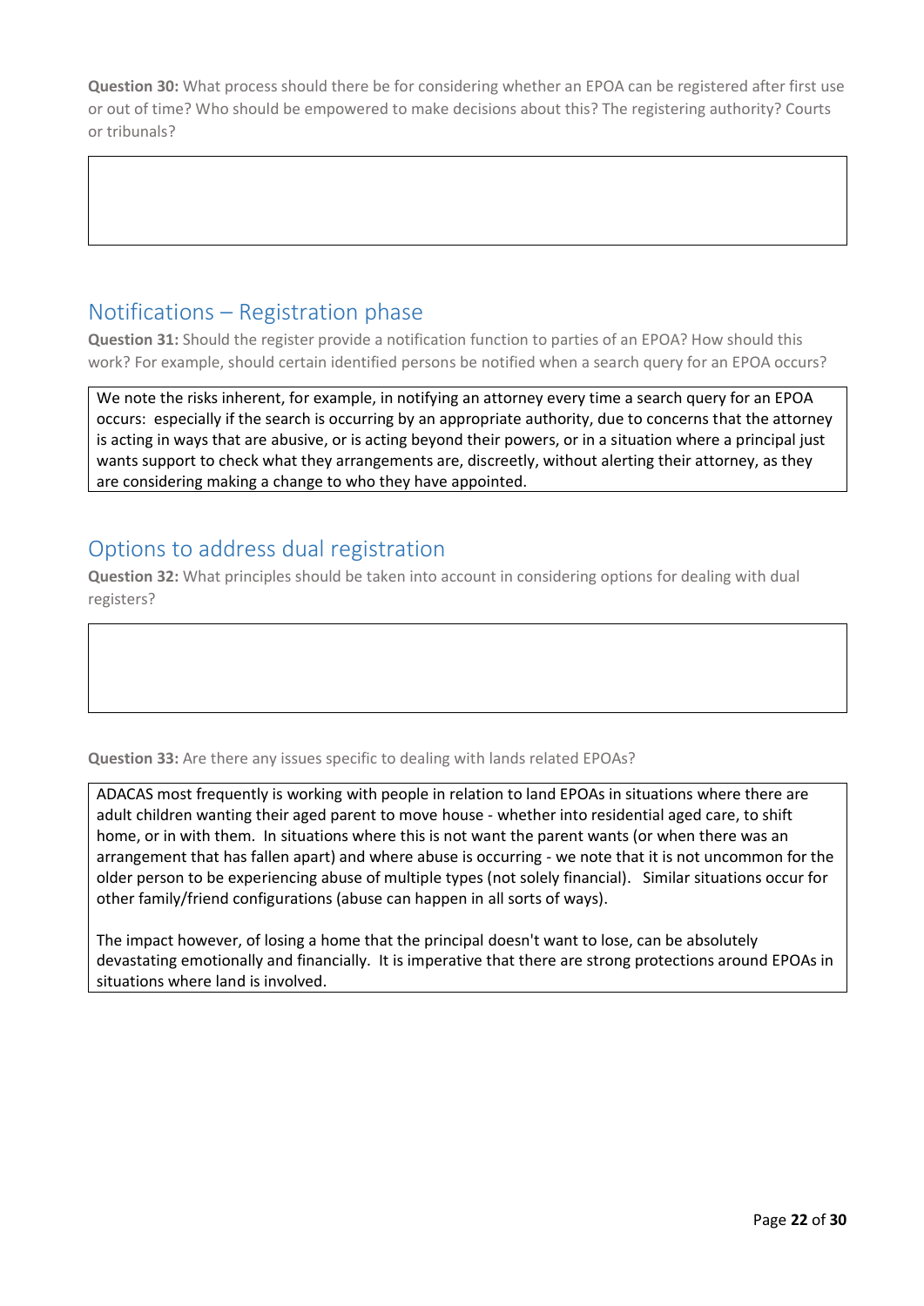**Question 30:** What process should there be for considering whether an EPOA can be registered after first use or out of time? Who should be empowered to make decisions about this? The registering authority? Courts or tribunals?

## Notifications – Registration phase

**Question 31:** Should the register provide a notification function to parties of an EPOA? How should this work? For example, should certain identified persons be notified when a search query for an EPOA occurs?

We note the risks inherent, for example, in notifying an attorney every time a search query for an EPOA occurs: especially if the search is occurring by an appropriate authority, due to concerns that the attorney is acting in ways that are abusive, or is acting beyond their powers, or in a situation where a principal just wants support to check what they arrangements are, discreetly, without alerting their attorney, as they are considering making a change to who they have appointed.

## Options to address dual registration

**Question 32:** What principles should be taken into account in considering options for dealing with dual registers?

**Question 33:** Are there any issues specific to dealing with lands related EPOAs?

ADACAS most frequently is working with people in relation to land EPOAs in situations where there are adult children wanting their aged parent to move house - whether into residential aged care, to shift home, or in with them. In situations where this is not want the parent wants (or when there was an arrangement that has fallen apart) and where abuse is occurring - we note that it is not uncommon for the older person to be experiencing abuse of multiple types (not solely financial). Similar situations occur for other family/friend configurations (abuse can happen in all sorts of ways).

The impact however, of losing a home that the principal doesn't want to lose, can be absolutely devastating emotionally and financially. It is imperative that there are strong protections around EPOAs in situations where land is involved.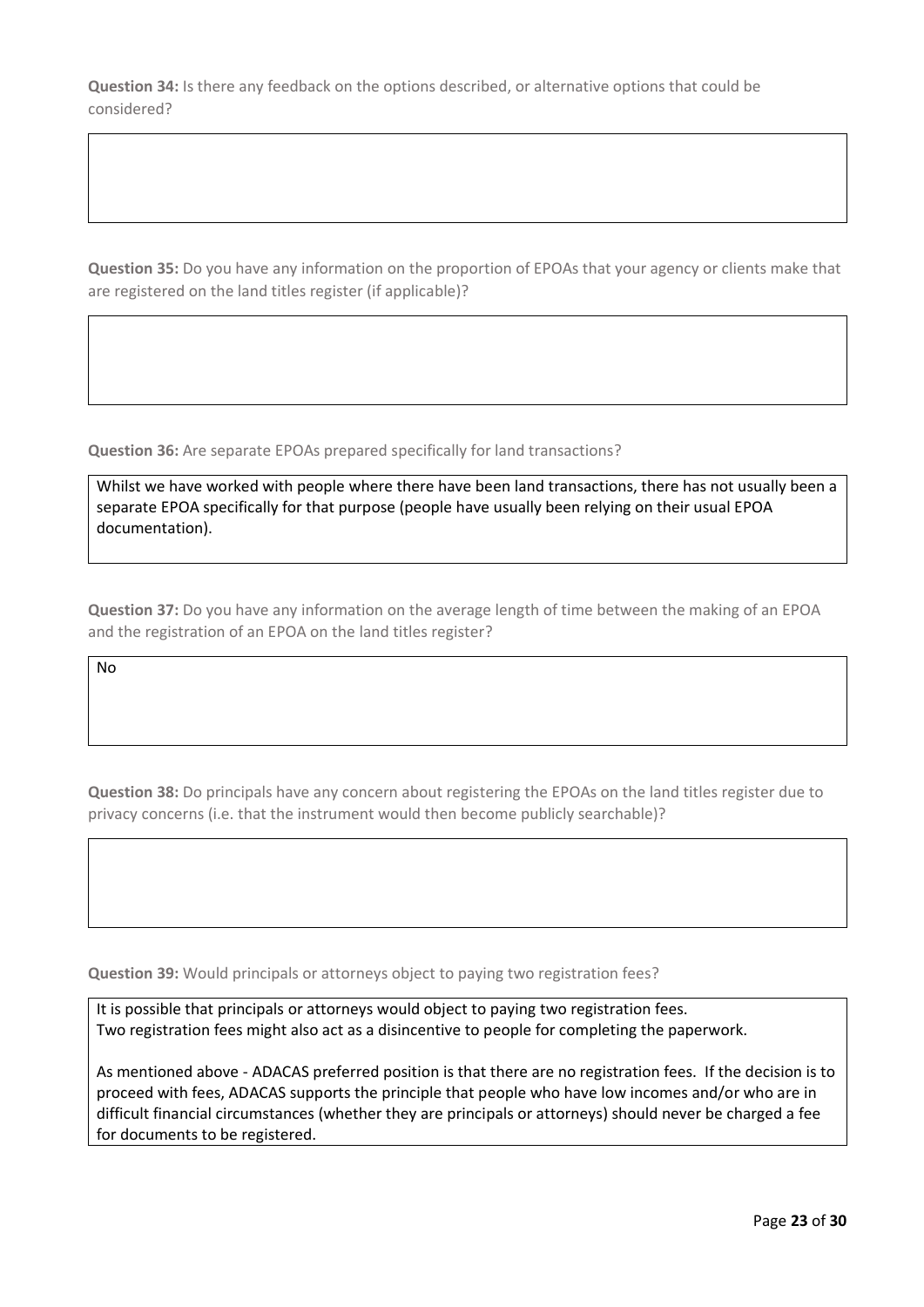**Question 34:** Is there any feedback on the options described, or alternative options that could be considered?

**Question 35:** Do you have any information on the proportion of EPOAs that your agency or clients make that are registered on the land titles register (if applicable)?

**Question 36:** Are separate EPOAs prepared specifically for land transactions?

Whilst we have worked with people where there have been land transactions, there has not usually been a separate EPOA specifically for that purpose (people have usually been relying on their usual EPOA documentation).

**Question 37:** Do you have any information on the average length of time between the making of an EPOA and the registration of an EPOA on the land titles register?

No

**Question 38:** Do principals have any concern about registering the EPOAs on the land titles register due to privacy concerns (i.e. that the instrument would then become publicly searchable)?

**Question 39:** Would principals or attorneys object to paying two registration fees?

It is possible that principals or attorneys would object to paying two registration fees.
Two registration fees might also act as a disincentive to people for completing the paperwork.

As mentioned above - ADACAS preferred position is that there are no registration fees. If the decision is to proceed with fees, ADACAS supports the principle that people who have low incomes and/or who are in difficult financial circumstances (whether they are principals or attorneys) should never be charged a fee for documents to be registered.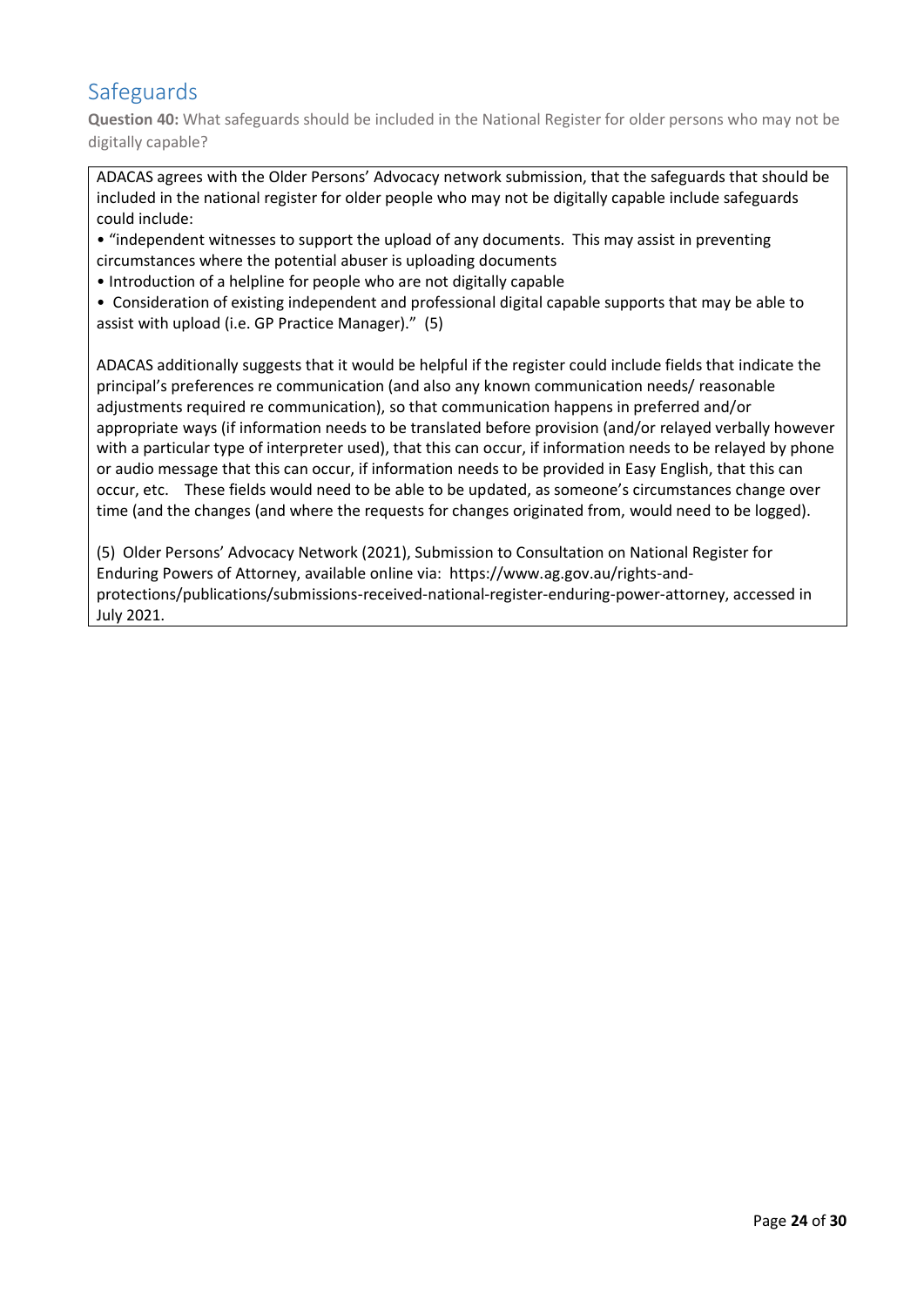## Safeguards

**Question 40:** What safeguards should be included in the National Register for older persons who may not be digitally capable?

ADACAS agrees with the Older Persons' Advocacy network submission, that the safeguards that should be included in the national register for older people who may not be digitally capable include safeguards could include:

- "independent witnesses to support the upload of any documents. This may assist in preventing circumstances where the potential abuser is uploading documents
- Introduction of a helpline for people who are not digitally capable
- Consideration of existing independent and professional digital capable supports that may be able to assist with upload (i.e. GP Practice Manager)." (5)

ADACAS additionally suggests that it would be helpful if the register could include fields that indicate the principal's preferences re communication (and also any known communication needs/ reasonable adjustments required re communication), so that communication happens in preferred and/or appropriate ways (if information needs to be translated before provision (and/or relayed verbally however with a particular type of interpreter used), that this can occur, if information needs to be relayed by phone or audio message that this can occur, if information needs to be provided in Easy English, that this can occur, etc. These fields would need to be able to be updated, as someone's circumstances change over time (and the changes (and where the requests for changes originated from, would need to be logged).

(5) Older Persons' Advocacy Network (2021), Submission to Consultation on National Register for Enduring Powers of Attorney, available online via: https://www.ag.gov.au/rights-and-protections/publications/submissions-received-national-register-enduring-power-attorney, accessed in July 2021.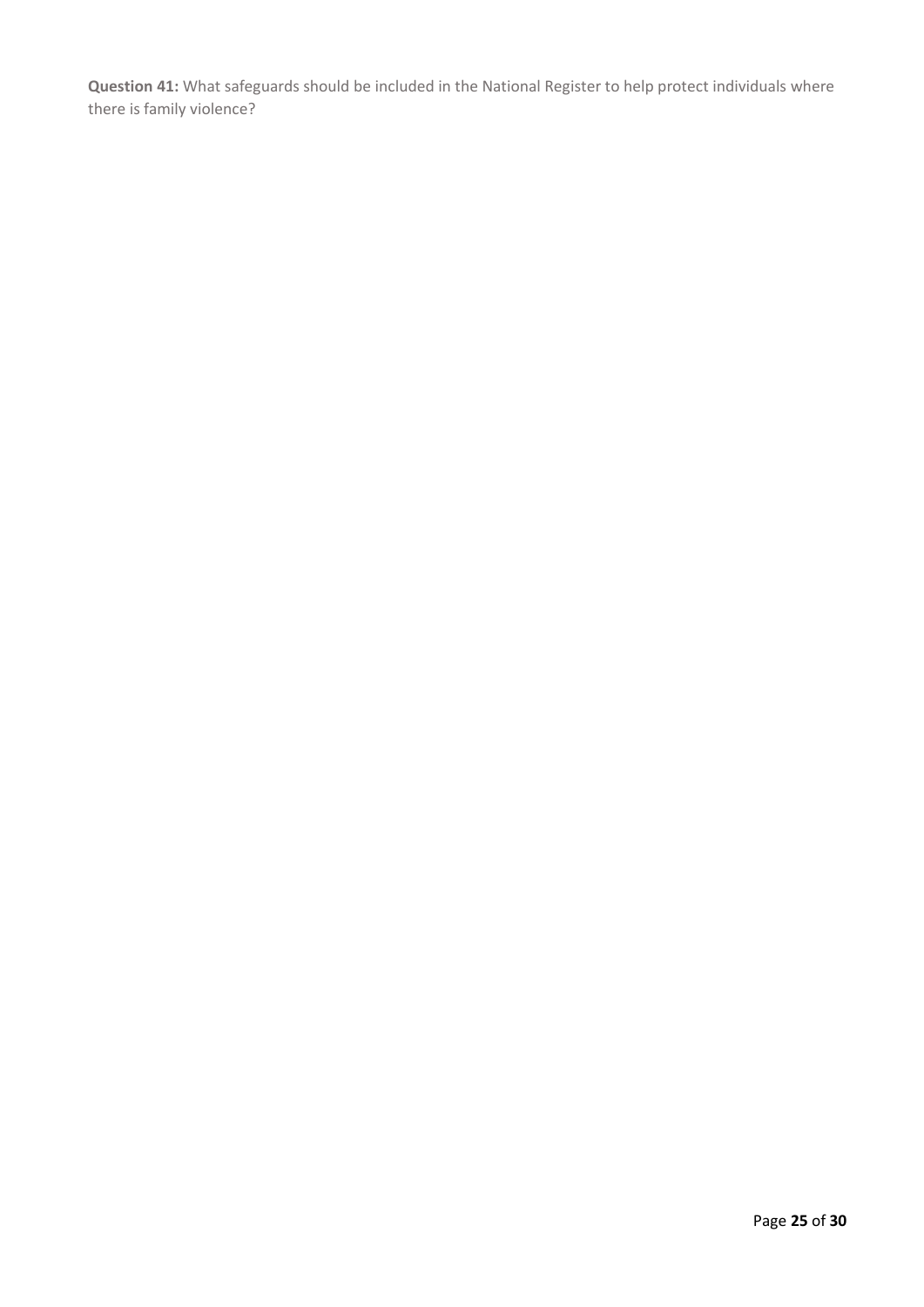**Question 41:** What safeguards should be included in the National Register to help protect individuals where there is family violence?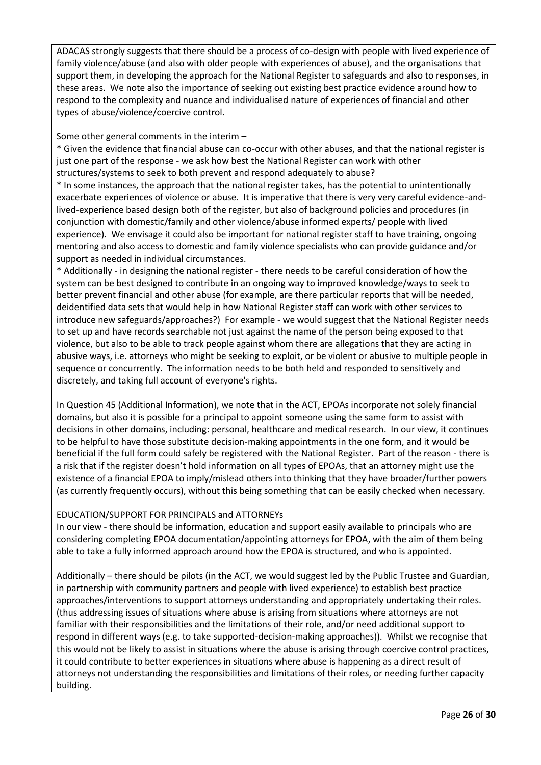ADACAS strongly suggests that there should be a process of co-design with people with lived experience of family violence/abuse (and also with older people with experiences of abuse), and the organisations that support them, in developing the approach for the National Register to safeguards and also to responses, in these areas. We note also the importance of seeking out existing best practice evidence around how to respond to the complexity and nuance and individualised nature of experiences of financial and other types of abuse/violence/coercive control.

Some other general comments in the interim –

* Given the evidence that financial abuse can co-occur with other abuses, and that the national register is just one part of the response - we ask how best the National Register can work with other structures/systems to seek to both prevent and respond adequately to abuse?
* In some instances, the approach that the national register takes, has the potential to unintentionally exacerbate experiences of violence or abuse. It is imperative that there is very very careful evidence-and-lived-experience based design both of the register, but also of background policies and procedures (in conjunction with domestic/family and other violence/abuse informed experts/ people with lived experience). We envisage it could also be important for national register staff to have training, ongoing mentoring and also access to domestic and family violence specialists who can provide guidance and/or support as needed in individual circumstances.
* Additionally - in designing the national register - there needs to be careful consideration of how the system can be best designed to contribute in an ongoing way to improved knowledge/ways to seek to better prevent financial and other abuse (for example, are there particular reports that will be needed, deidentified data sets that would help in how National Register staff can work with other services to introduce new safeguards/approaches?) For example - we would suggest that the National Register needs to set up and have records searchable not just against the name of the person being exposed to that violence, but also to be able to track people against whom there are allegations that they are acting in abusive ways, i.e. attorneys who might be seeking to exploit, or be violent or abusive to multiple people in sequence or concurrently. The information needs to be both held and responded to sensitively and discretely, and taking full account of everyone's rights.

In Question 45 (Additional Information), we note that in the ACT, EPOAs incorporate not solely financial domains, but also it is possible for a principal to appoint someone using the same form to assist with decisions in other domains, including: personal, healthcare and medical research. In our view, it continues to be helpful to have those substitute decision-making appointments in the one form, and it would be beneficial if the full form could safely be registered with the National Register. Part of the reason - there is a risk that if the register doesn't hold information on all types of EPOAs, that an attorney might use the existence of a financial EPOA to imply/mislead others into thinking that they have broader/further powers (as currently frequently occurs), without this being something that can be easily checked when necessary.

EDUCATION/SUPPORT FOR PRINCIPALS and ATTORNEYs

In our view - there should be information, education and support easily available to principals who are considering completing EPOA documentation/appointing attorneys for EPOA, with the aim of them being able to take a fully informed approach around how the EPOA is structured, and who is appointed.

Additionally – there should be pilots (in the ACT, we would suggest led by the Public Trustee and Guardian, in partnership with community partners and people with lived experience) to establish best practice approaches/interventions to support attorneys understanding and appropriately undertaking their roles. (thus addressing issues of situations where abuse is arising from situations where attorneys are not familiar with their responsibilities and the limitations of their role, and/or need additional support to respond in different ways (e.g. to take supported-decision-making approaches)). Whilst we recognise that this would not be likely to assist in situations where the abuse is arising through coercive control practices, it could contribute to better experiences in situations where abuse is happening as a direct result of attorneys not understanding the responsibilities and limitations of their roles, or needing further capacity building.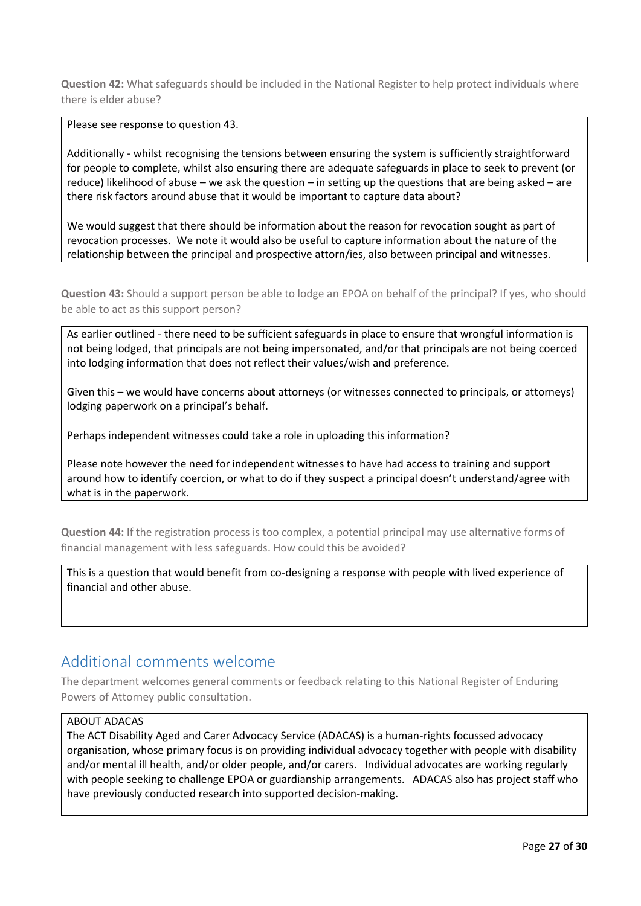**Question 42:** What safeguards should be included in the National Register to help protect individuals where there is elder abuse?

Please see response to question 43.

Additionally - whilst recognising the tensions between ensuring the system is sufficiently straightforward for people to complete, whilst also ensuring there are adequate safeguards in place to seek to prevent (or reduce) likelihood of abuse – we ask the question – in setting up the questions that are being asked – are there risk factors around abuse that it would be important to capture data about?

We would suggest that there should be information about the reason for revocation sought as part of revocation processes. We note it would also be useful to capture information about the nature of the relationship between the principal and prospective attorn/ies, also between principal and witnesses.

**Question 43:** Should a support person be able to lodge an EPOA on behalf of the principal? If yes, who should be able to act as this support person?

As earlier outlined - there need to be sufficient safeguards in place to ensure that wrongful information is not being lodged, that principals are not being impersonated, and/or that principals are not being coerced into lodging information that does not reflect their values/wish and preference.

Given this – we would have concerns about attorneys (or witnesses connected to principals, or attorneys) lodging paperwork on a principal's behalf.

Perhaps independent witnesses could take a role in uploading this information?

Please note however the need for independent witnesses to have had access to training and support around how to identify coercion, or what to do if they suspect a principal doesn't understand/agree with what is in the paperwork.

**Question 44:** If the registration process is too complex, a potential principal may use alternative forms of financial management with less safeguards. How could this be avoided?

This is a question that would benefit from co-designing a response with people with lived experience of financial and other abuse.

## Additional comments welcome

The department welcomes general comments or feedback relating to this National Register of Enduring Powers of Attorney public consultation.

ABOUT ADACAS

The ACT Disability Aged and Carer Advocacy Service (ADACAS) is a human-rights focussed advocacy organisation, whose primary focus is on providing individual advocacy together with people with disability and/or mental ill health, and/or older people, and/or carers. Individual advocates are working regularly with people seeking to challenge EPOA or guardianship arrangements. ADACAS also has project staff who have previously conducted research into supported decision-making.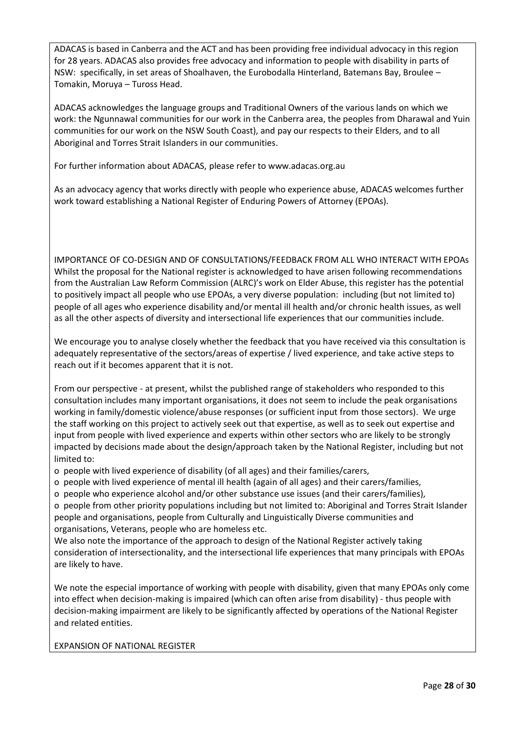ADACAS is based in Canberra and the ACT and has been providing free individual advocacy in this region for 28 years. ADACAS also provides free advocacy and information to people with disability in parts of NSW: specifically, in set areas of Shoalhaven, the Eurobodalla Hinterland, Batemans Bay, Broulee – Tomakin, Moruya – Tuross Head.

ADACAS acknowledges the language groups and Traditional Owners of the various lands on which we work: the Ngunnawal communities for our work in the Canberra area, the peoples from Dharawal and Yuin communities for our work on the NSW South Coast), and pay our respects to their Elders, and to all Aboriginal and Torres Strait Islanders in our communities.

For further information about ADACAS, please refer to www.adacas.org.au

As an advocacy agency that works directly with people who experience abuse, ADACAS welcomes further work toward establishing a National Register of Enduring Powers of Attorney (EPOAs).

IMPORTANCE OF CO-DESIGN AND OF CONSULTATIONS/FEEDBACK FROM ALL WHO INTERACT WITH EPOAs

Whilst the proposal for the National register is acknowledged to have arisen following recommendations from the Australian Law Reform Commission (ALRC)'s work on Elder Abuse, this register has the potential to positively impact all people who use EPOAs, a very diverse population: including (but not limited to) people of all ages who experience disability and/or mental ill health and/or chronic health issues, as well as all the other aspects of diversity and intersectional life experiences that our communities include.

We encourage you to analyse closely whether the feedback that you have received via this consultation is adequately representative of the sectors/areas of expertise / lived experience, and take active steps to reach out if it becomes apparent that it is not.

From our perspective - at present, whilst the published range of stakeholders who responded to this consultation includes many important organisations, it does not seem to include the peak organisations working in family/domestic violence/abuse responses (or sufficient input from those sectors). We urge the staff working on this project to actively seek out that expertise, as well as to seek out expertise and input from people with lived experience and experts within other sectors who are likely to be strongly impacted by decisions made about the design/approach taken by the National Register, including but not limited to:

- people with lived experience of disability (of all ages) and their families/carers,
- people with lived experience of mental ill health (again of all ages) and their carers/families,
- people who experience alcohol and/or other substance use issues (and their carers/families),
- people from other priority populations including but not limited to: Aboriginal and Torres Strait Islander people and organisations, people from Culturally and Linguistically Diverse communities and organisations, Veterans, people who are homeless etc.

We also note the importance of the approach to design of the National Register actively taking consideration of intersectionality, and the intersectional life experiences that many principals with EPOAs are likely to have.

We note the especial importance of working with people with disability, given that many EPOAs only come into effect when decision-making is impaired (which can often arise from disability) - thus people with decision-making impairment are likely to be significantly affected by operations of the National Register and related entities.

EXPANSION OF NATIONAL REGISTER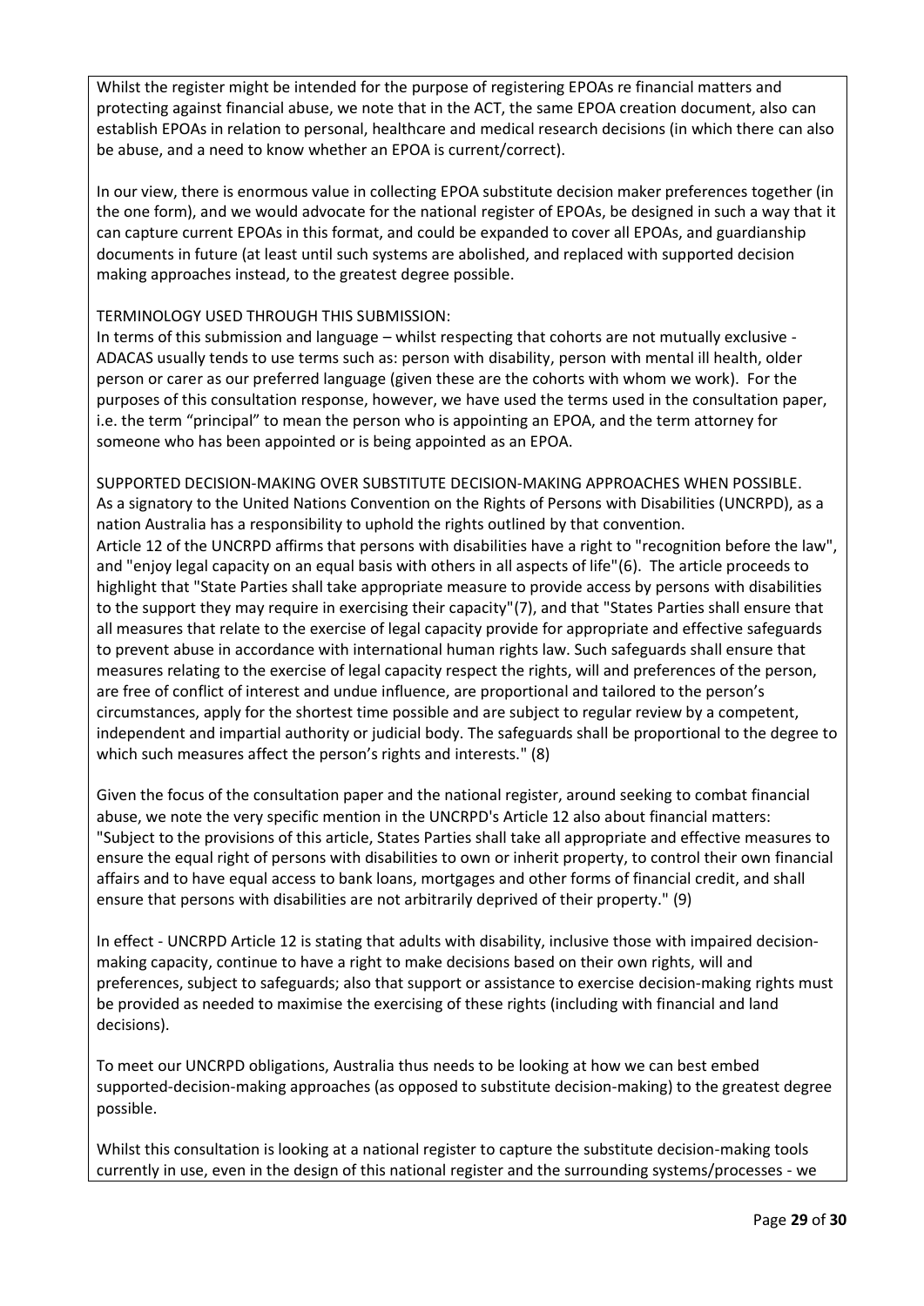Whilst the register might be intended for the purpose of registering EPOAs re financial matters and protecting against financial abuse, we note that in the ACT, the same EPOA creation document, also can establish EPOAs in relation to personal, healthcare and medical research decisions (in which there can also be abuse, and a need to know whether an EPOA is current/correct).

In our view, there is enormous value in collecting EPOA substitute decision maker preferences together (in the one form), and we would advocate for the national register of EPOAs, be designed in such a way that it can capture current EPOAs in this format, and could be expanded to cover all EPOAs, and guardianship documents in future (at least until such systems are abolished, and replaced with supported decision making approaches instead, to the greatest degree possible.

TERMINOLOGY USED THROUGH THIS SUBMISSION:
In terms of this submission and language – whilst respecting that cohorts are not mutually exclusive - ADACAS usually tends to use terms such as: person with disability, person with mental ill health, older person or carer as our preferred language (given these are the cohorts with whom we work). For the purposes of this consultation response, however, we have used the terms used in the consultation paper, i.e. the term "principal" to mean the person who is appointing an EPOA, and the term attorney for someone who has been appointed or is being appointed as an EPOA.

SUPPORTED DECISION-MAKING OVER SUBSTITUTE DECISION-MAKING APPROACHES WHEN POSSIBLE.
As a signatory to the United Nations Convention on the Rights of Persons with Disabilities (UNCRPD), as a nation Australia has a responsibility to uphold the rights outlined by that convention.
Article 12 of the UNCRPD affirms that persons with disabilities have a right to "recognition before the law", and "enjoy legal capacity on an equal basis with others in all aspects of life"(6). The article proceeds to highlight that "State Parties shall take appropriate measure to provide access by persons with disabilities to the support they may require in exercising their capacity"(7), and that "States Parties shall ensure that all measures that relate to the exercise of legal capacity provide for appropriate and effective safeguards to prevent abuse in accordance with international human rights law. Such safeguards shall ensure that measures relating to the exercise of legal capacity respect the rights, will and preferences of the person, are free of conflict of interest and undue influence, are proportional and tailored to the person's circumstances, apply for the shortest time possible and are subject to regular review by a competent, independent and impartial authority or judicial body. The safeguards shall be proportional to the degree to which such measures affect the person's rights and interests." (8)

Given the focus of the consultation paper and the national register, around seeking to combat financial abuse, we note the very specific mention in the UNCRPD's Article 12 also about financial matters: "Subject to the provisions of this article, States Parties shall take all appropriate and effective measures to ensure the equal right of persons with disabilities to own or inherit property, to control their own financial affairs and to have equal access to bank loans, mortgages and other forms of financial credit, and shall ensure that persons with disabilities are not arbitrarily deprived of their property." (9)

In effect - UNCRPD Article 12 is stating that adults with disability, inclusive those with impaired decision-making capacity, continue to have a right to make decisions based on their own rights, will and preferences, subject to safeguards; also that support or assistance to exercise decision-making rights must be provided as needed to maximise the exercising of these rights (including with financial and land decisions).

To meet our UNCRPD obligations, Australia thus needs to be looking at how we can best embed supported-decision-making approaches (as opposed to substitute decision-making) to the greatest degree possible.

Whilst this consultation is looking at a national register to capture the substitute decision-making tools currently in use, even in the design of this national register and the surrounding systems/processes - we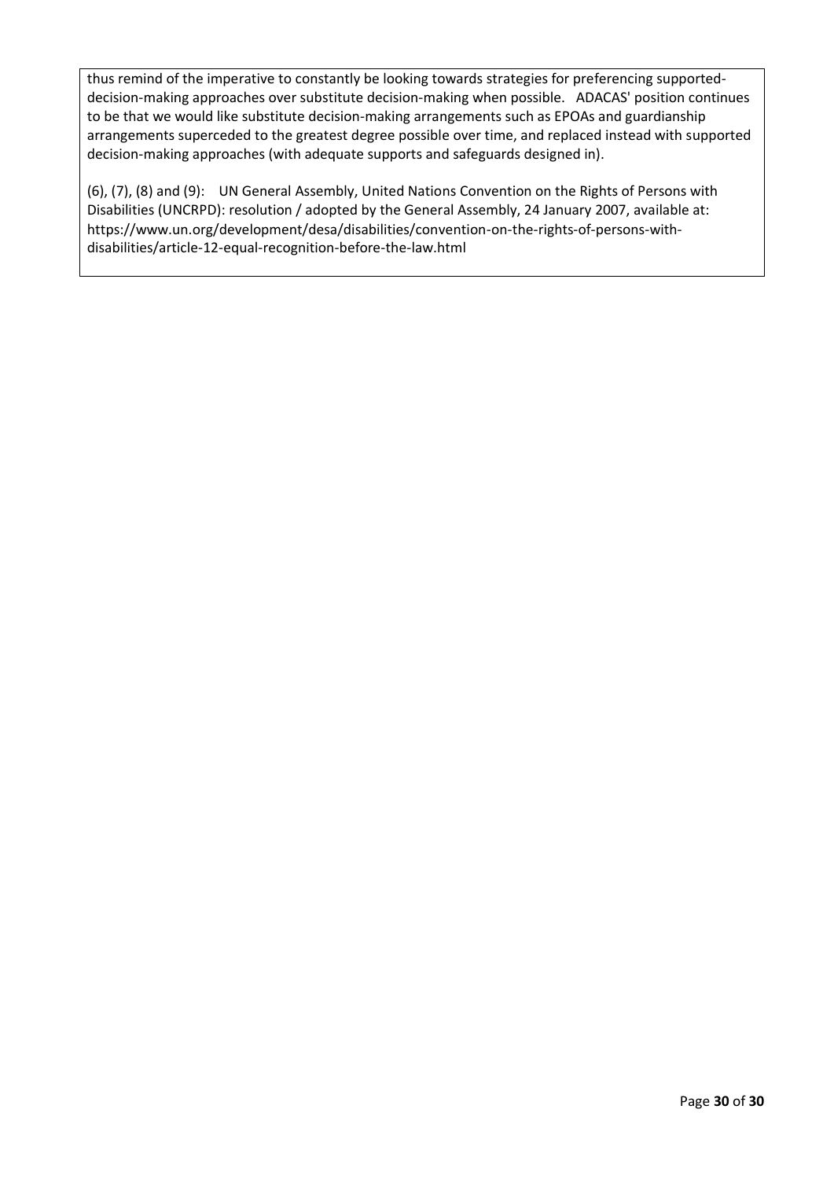thus remind of the imperative to constantly be looking towards strategies for preferencing supported-decision-making approaches over substitute decision-making when possible. ADACAS' position continues to be that we would like substitute decision-making arrangements such as EPOAs and guardianship arrangements superceded to the greatest degree possible over time, and replaced instead with supported decision-making approaches (with adequate supports and safeguards designed in).

(6), (7), (8) and (9): UN General Assembly, United Nations Convention on the Rights of Persons with Disabilities (UNCRPD): resolution / adopted by the General Assembly, 24 January 2007, available at: https://www.un.org/development/desa/disabilities/convention-on-the-rights-of-persons-with-disabilities/article-12-equal-recognition-before-the-law.html